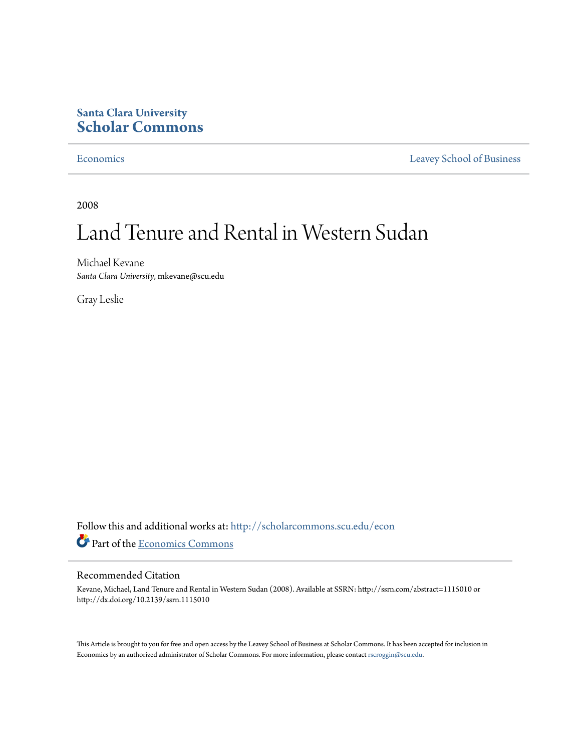**Santa Clara University**
# Scholar Commons

Economics | Leavey School of Business

2008

# Land Tenure and Rental in Western Sudan

Michael Kevane
*Santa Clara University*, mkevane@scu.edu

Gray Leslie

Follow this and additional works at: http://scholarcommons.scu.edu/econ

Part of the Economics Commons

## Recommended Citation

Kevane, Michael, Land Tenure and Rental in Western Sudan (2008). Available at SSRN: http://ssrn.com/abstract=1115010 or http://dx.doi.org/10.2139/ssrn.1115010

This Article is brought to you for free and open access by the Leavey School of Business at Scholar Commons. It has been accepted for inclusion in Economics by an authorized administrator of Scholar Commons. For more information, please contact rscroggin@scu.edu.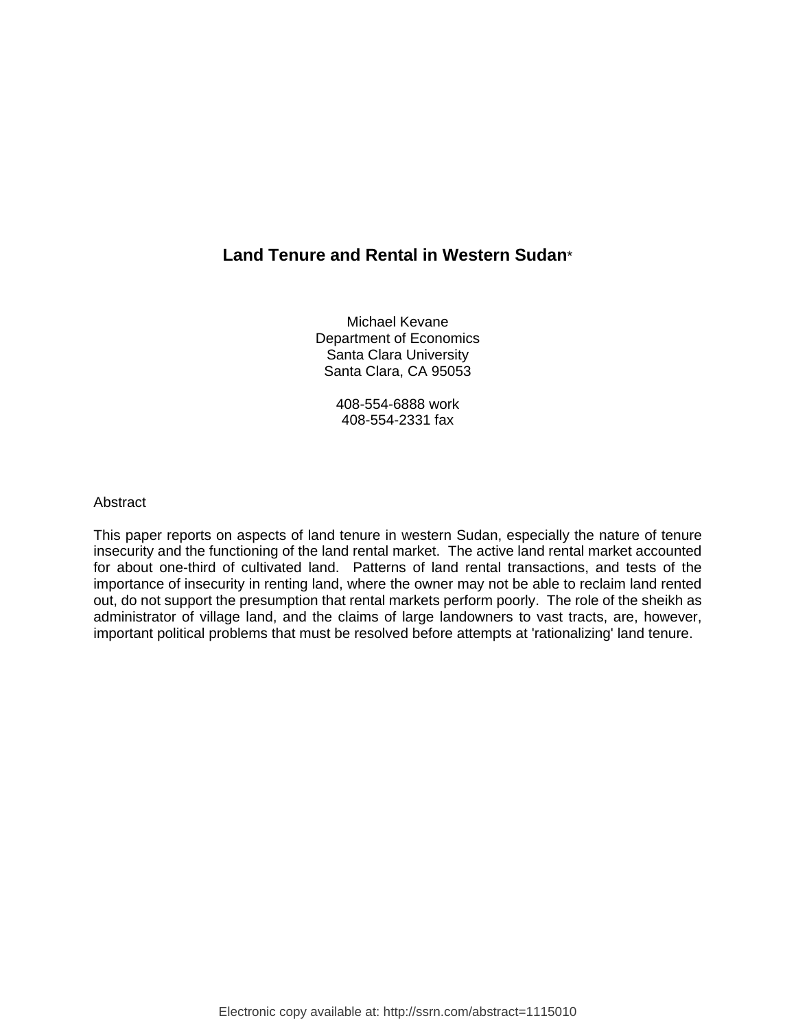# Land Tenure and Rental in Western Sudan*

Michael Kevane
Department of Economics
Santa Clara University
Santa Clara, CA 95053

408-554-6888 work
408-554-2331 fax

Abstract

This paper reports on aspects of land tenure in western Sudan, especially the nature of tenure insecurity and the functioning of the land rental market. The active land rental market accounted for about one-third of cultivated land. Patterns of land rental transactions, and tests of the importance of insecurity in renting land, where the owner may not be able to reclaim land rented out, do not support the presumption that rental markets perform poorly. The role of the sheikh as administrator of village land, and the claims of large landowners to vast tracts, are, however, important political problems that must be resolved before attempts at 'rationalizing' land tenure.

Electronic copy available at: http://ssrn.com/abstract=1115010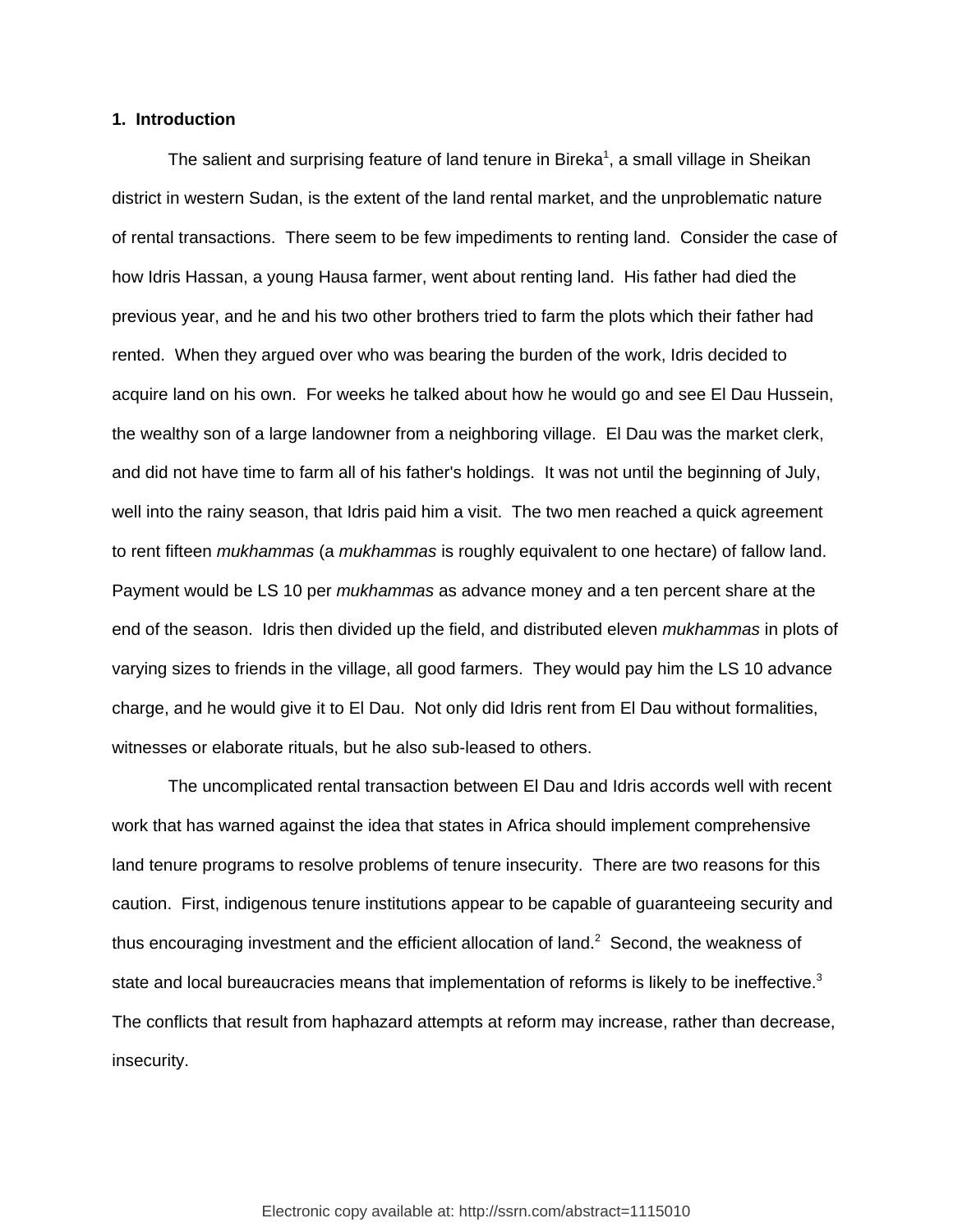## 1. Introduction

The salient and surprising feature of land tenure in Bireka[1], a small village in Sheikan district in western Sudan, is the extent of the land rental market, and the unproblematic nature of rental transactions. There seem to be few impediments to renting land. Consider the case of how Idris Hassan, a young Hausa farmer, went about renting land. His father had died the previous year, and he and his two other brothers tried to farm the plots which their father had rented. When they argued over who was bearing the burden of the work, Idris decided to acquire land on his own. For weeks he talked about how he would go and see El Dau Hussein, the wealthy son of a large landowner from a neighboring village. El Dau was the market clerk, and did not have time to farm all of his father's holdings. It was not until the beginning of July, well into the rainy season, that Idris paid him a visit. The two men reached a quick agreement to rent fifteen *mukhammas* (a *mukhammas* is roughly equivalent to one hectare) of fallow land. Payment would be LS 10 per *mukhammas* as advance money and a ten percent share at the end of the season. Idris then divided up the field, and distributed eleven *mukhammas* in plots of varying sizes to friends in the village, all good farmers. They would pay him the LS 10 advance charge, and he would give it to El Dau. Not only did Idris rent from El Dau without formalities, witnesses or elaborate rituals, but he also sub-leased to others.

The uncomplicated rental transaction between El Dau and Idris accords well with recent work that has warned against the idea that states in Africa should implement comprehensive land tenure programs to resolve problems of tenure insecurity. There are two reasons for this caution. First, indigenous tenure institutions appear to be capable of guaranteeing security and thus encouraging investment and the efficient allocation of land.[2] Second, the weakness of state and local bureaucracies means that implementation of reforms is likely to be ineffective.[3] The conflicts that result from haphazard attempts at reform may increase, rather than decrease, insecurity.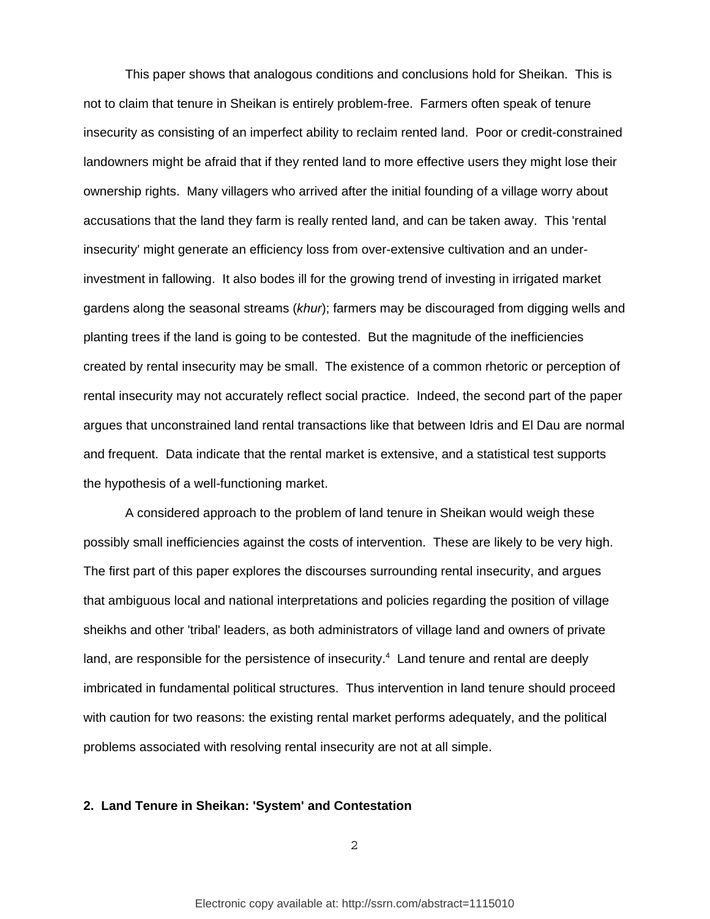This paper shows that analogous conditions and conclusions hold for Sheikan. This is not to claim that tenure in Sheikan is entirely problem-free. Farmers often speak of tenure insecurity as consisting of an imperfect ability to reclaim rented land. Poor or credit-constrained landowners might be afraid that if they rented land to more effective users they might lose their ownership rights. Many villagers who arrived after the initial founding of a village worry about accusations that the land they farm is really rented land, and can be taken away. This 'rental insecurity' might generate an efficiency loss from over-extensive cultivation and an under-investment in fallowing. It also bodes ill for the growing trend of investing in irrigated market gardens along the seasonal streams (*khur*); farmers may be discouraged from digging wells and planting trees if the land is going to be contested. But the magnitude of the inefficiencies created by rental insecurity may be small. The existence of a common rhetoric or perception of rental insecurity may not accurately reflect social practice. Indeed, the second part of the paper argues that unconstrained land rental transactions like that between Idris and El Dau are normal and frequent. Data indicate that the rental market is extensive, and a statistical test supports the hypothesis of a well-functioning market.

A considered approach to the problem of land tenure in Sheikan would weigh these possibly small inefficiencies against the costs of intervention. These are likely to be very high. The first part of this paper explores the discourses surrounding rental insecurity, and argues that ambiguous local and national interpretations and policies regarding the position of village sheikhs and other 'tribal' leaders, as both administrators of village land and owners of private land, are responsible for the persistence of insecurity.[4] Land tenure and rental are deeply imbricated in fundamental political structures. Thus intervention in land tenure should proceed with caution for two reasons: the existing rental market performs adequately, and the political problems associated with resolving rental insecurity are not at all simple.

## 2. Land Tenure in Sheikan: 'System' and Contestation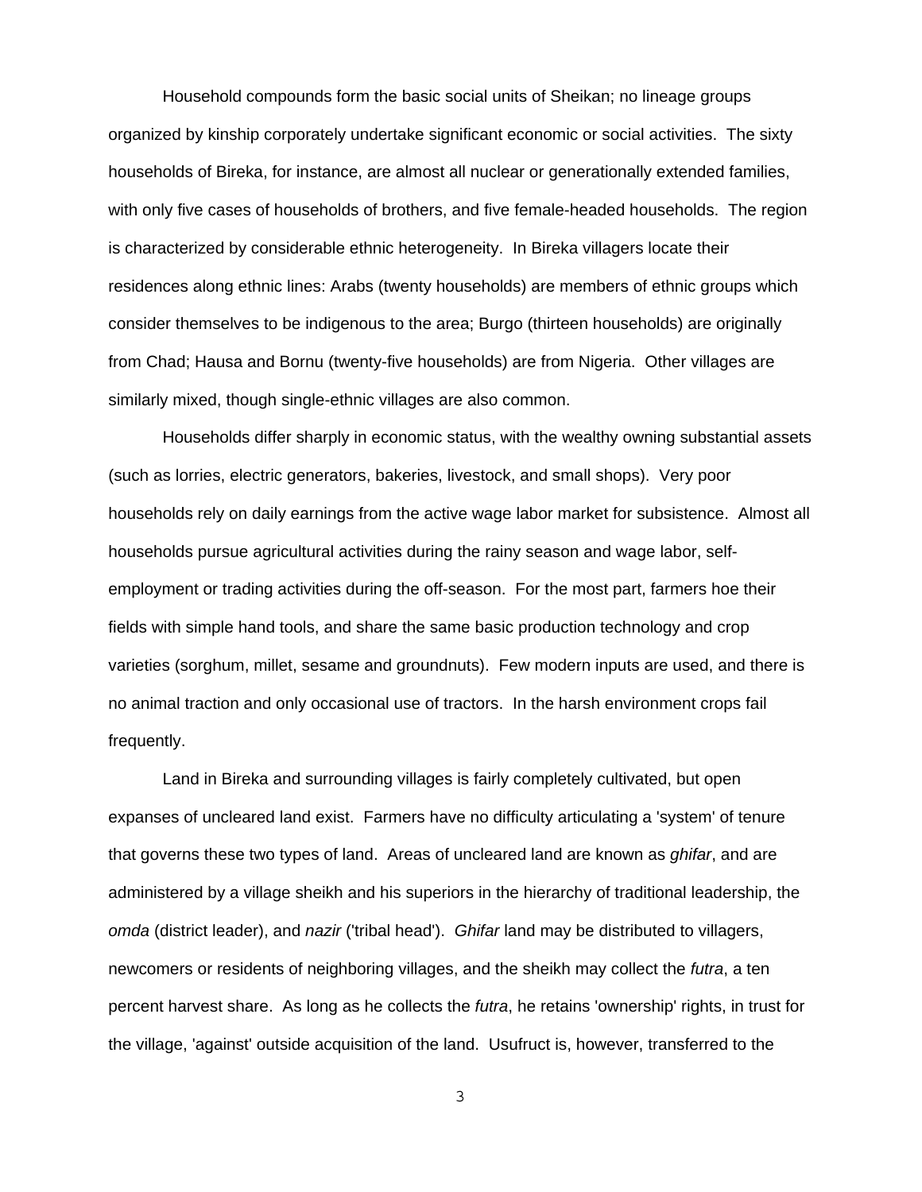Household compounds form the basic social units of Sheikan; no lineage groups organized by kinship corporately undertake significant economic or social activities. The sixty households of Bireka, for instance, are almost all nuclear or generationally extended families, with only five cases of households of brothers, and five female-headed households. The region is characterized by considerable ethnic heterogeneity. In Bireka villagers locate their residences along ethnic lines: Arabs (twenty households) are members of ethnic groups which consider themselves to be indigenous to the area; Burgo (thirteen households) are originally from Chad; Hausa and Bornu (twenty-five households) are from Nigeria. Other villages are similarly mixed, though single-ethnic villages are also common.

Households differ sharply in economic status, with the wealthy owning substantial assets (such as lorries, electric generators, bakeries, livestock, and small shops). Very poor households rely on daily earnings from the active wage labor market for subsistence. Almost all households pursue agricultural activities during the rainy season and wage labor, self-employment or trading activities during the off-season. For the most part, farmers hoe their fields with simple hand tools, and share the same basic production technology and crop varieties (sorghum, millet, sesame and groundnuts). Few modern inputs are used, and there is no animal traction and only occasional use of tractors. In the harsh environment crops fail frequently.

Land in Bireka and surrounding villages is fairly completely cultivated, but open expanses of uncleared land exist. Farmers have no difficulty articulating a 'system' of tenure that governs these two types of land. Areas of uncleared land are known as *ghifar*, and are administered by a village sheikh and his superiors in the hierarchy of traditional leadership, the *omda* (district leader), and *nazir* ('tribal head'). *Ghifar* land may be distributed to villagers, newcomers or residents of neighboring villages, and the sheikh may collect the *futra*, a ten percent harvest share. As long as he collects the *futra*, he retains 'ownership' rights, in trust for the village, 'against' outside acquisition of the land. Usufruct is, however, transferred to the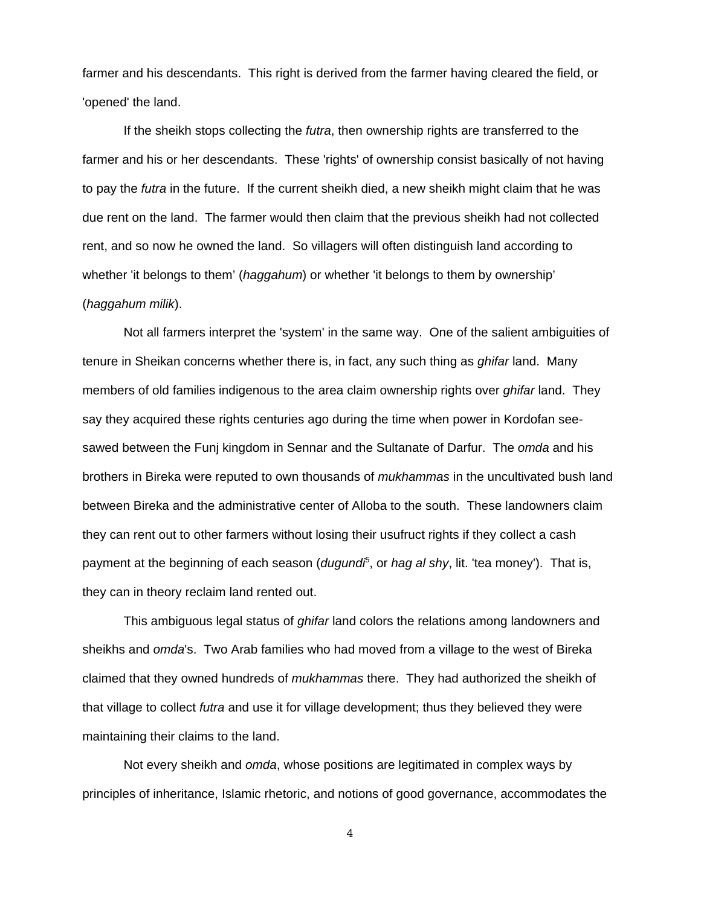farmer and his descendants. This right is derived from the farmer having cleared the field, or 'opened' the land.

If the sheikh stops collecting the *futra*, then ownership rights are transferred to the farmer and his or her descendants. These 'rights' of ownership consist basically of not having to pay the *futra* in the future. If the current sheikh died, a new sheikh might claim that he was due rent on the land. The farmer would then claim that the previous sheikh had not collected rent, and so now he owned the land. So villagers will often distinguish land according to whether 'it belongs to them' (*haggahum*) or whether 'it belongs to them by ownership' (*haggahum milik*).

Not all farmers interpret the 'system' in the same way. One of the salient ambiguities of tenure in Sheikan concerns whether there is, in fact, any such thing as *ghifar* land. Many members of old families indigenous to the area claim ownership rights over *ghifar* land. They say they acquired these rights centuries ago during the time when power in Kordofan see-sawed between the Funj kingdom in Sennar and the Sultanate of Darfur. The *omda* and his brothers in Bireka were reputed to own thousands of *mukhammas* in the uncultivated bush land between Bireka and the administrative center of Alloba to the south. These landowners claim they can rent out to other farmers without losing their usufruct rights if they collect a cash payment at the beginning of each season (*dugundi*[5], or *hag al shy*, lit. 'tea money'). That is, they can in theory reclaim land rented out.

This ambiguous legal status of *ghifar* land colors the relations among landowners and sheikhs and *omda*'s. Two Arab families who had moved from a village to the west of Bireka claimed that they owned hundreds of *mukhammas* there. They had authorized the sheikh of that village to collect *futra* and use it for village development; thus they believed they were maintaining their claims to the land.

Not every sheikh and *omda*, whose positions are legitimated in complex ways by principles of inheritance, Islamic rhetoric, and notions of good governance, accommodates the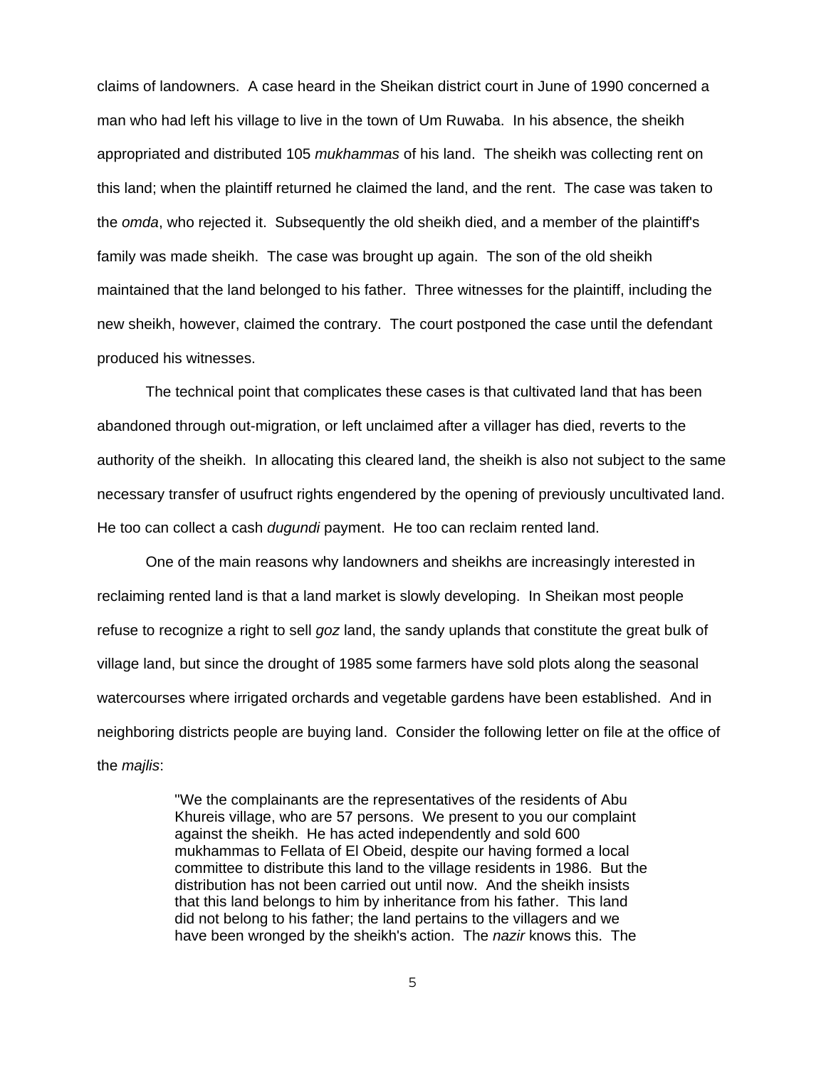claims of landowners. A case heard in the Sheikan district court in June of 1990 concerned a man who had left his village to live in the town of Um Ruwaba. In his absence, the sheikh appropriated and distributed 105 *mukhammas* of his land. The sheikh was collecting rent on this land; when the plaintiff returned he claimed the land, and the rent. The case was taken to the *omda*, who rejected it. Subsequently the old sheikh died, and a member of the plaintiff's family was made sheikh. The case was brought up again. The son of the old sheikh maintained that the land belonged to his father. Three witnesses for the plaintiff, including the new sheikh, however, claimed the contrary. The court postponed the case until the defendant produced his witnesses.

The technical point that complicates these cases is that cultivated land that has been abandoned through out-migration, or left unclaimed after a villager has died, reverts to the authority of the sheikh. In allocating this cleared land, the sheikh is also not subject to the same necessary transfer of usufruct rights engendered by the opening of previously uncultivated land. He too can collect a cash *dugundi* payment. He too can reclaim rented land.

One of the main reasons why landowners and sheikhs are increasingly interested in reclaiming rented land is that a land market is slowly developing. In Sheikan most people refuse to recognize a right to sell *goz* land, the sandy uplands that constitute the great bulk of village land, but since the drought of 1985 some farmers have sold plots along the seasonal watercourses where irrigated orchards and vegetable gardens have been established. And in neighboring districts people are buying land. Consider the following letter on file at the office of the *majlis*:

> "We the complainants are the representatives of the residents of Abu Khureis village, who are 57 persons. We present to you our complaint against the sheikh. He has acted independently and sold 600 mukhammas to Fellata of El Obeid, despite our having formed a local committee to distribute this land to the village residents in 1986. But the distribution has not been carried out until now. And the sheikh insists that this land belongs to him by inheritance from his father. This land did not belong to his father; the land pertains to the villagers and we have been wronged by the sheikh's action. The *nazir* knows this. The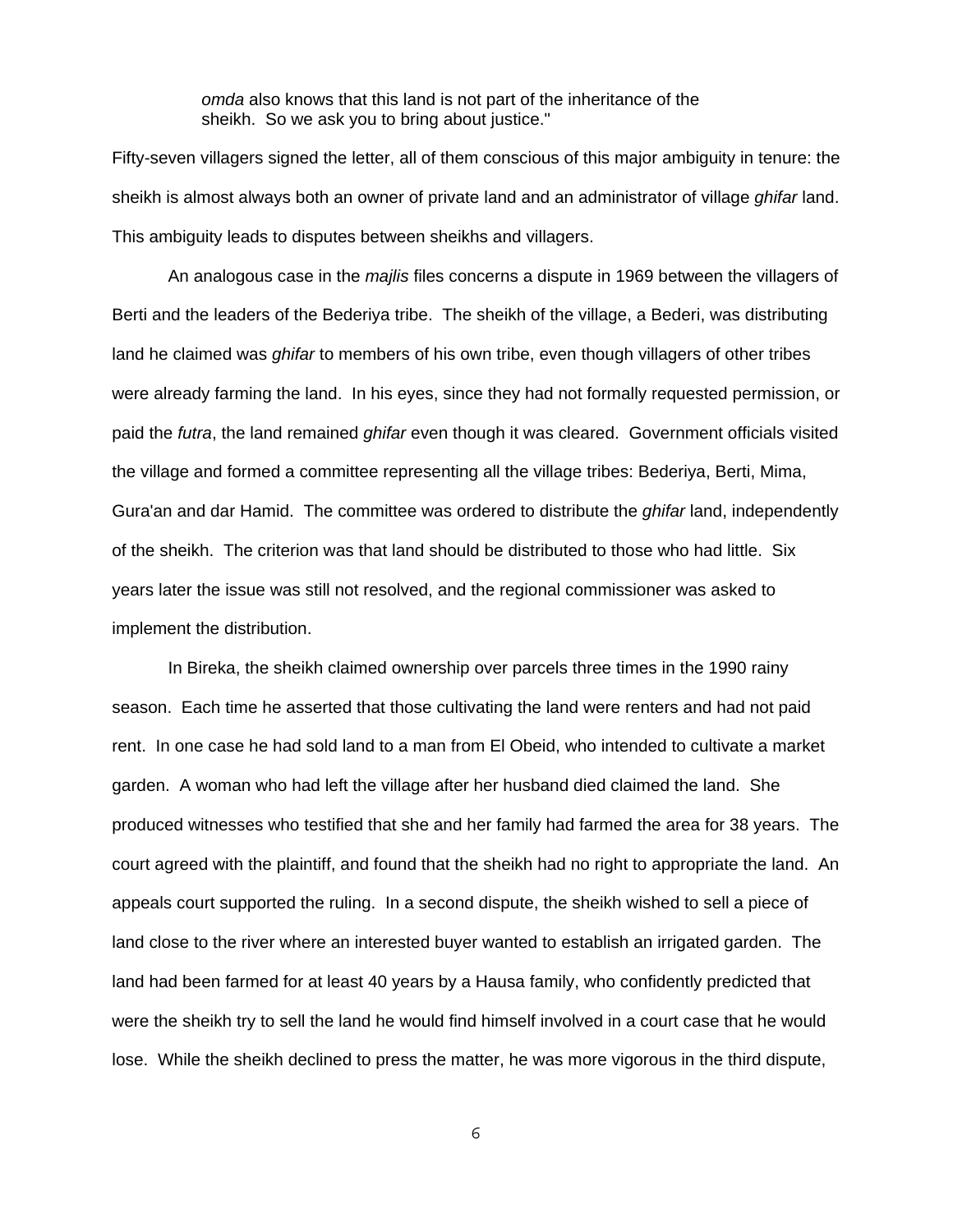> *omda* also knows that this land is not part of the inheritance of the sheikh. So we ask you to bring about justice."

Fifty-seven villagers signed the letter, all of them conscious of this major ambiguity in tenure: the sheikh is almost always both an owner of private land and an administrator of village *ghifar* land. This ambiguity leads to disputes between sheikhs and villagers.

An analogous case in the *majlis* files concerns a dispute in 1969 between the villagers of Berti and the leaders of the Bederiya tribe. The sheikh of the village, a Bederi, was distributing land he claimed was *ghifar* to members of his own tribe, even though villagers of other tribes were already farming the land. In his eyes, since they had not formally requested permission, or paid the *futra*, the land remained *ghifar* even though it was cleared. Government officials visited the village and formed a committee representing all the village tribes: Bederiya, Berti, Mima, Gura'an and dar Hamid. The committee was ordered to distribute the *ghifar* land, independently of the sheikh. The criterion was that land should be distributed to those who had little. Six years later the issue was still not resolved, and the regional commissioner was asked to implement the distribution.

In Bireka, the sheikh claimed ownership over parcels three times in the 1990 rainy season. Each time he asserted that those cultivating the land were renters and had not paid rent. In one case he had sold land to a man from El Obeid, who intended to cultivate a market garden. A woman who had left the village after her husband died claimed the land. She produced witnesses who testified that she and her family had farmed the area for 38 years. The court agreed with the plaintiff, and found that the sheikh had no right to appropriate the land. An appeals court supported the ruling. In a second dispute, the sheikh wished to sell a piece of land close to the river where an interested buyer wanted to establish an irrigated garden. The land had been farmed for at least 40 years by a Hausa family, who confidently predicted that were the sheikh try to sell the land he would find himself involved in a court case that he would lose. While the sheikh declined to press the matter, he was more vigorous in the third dispute,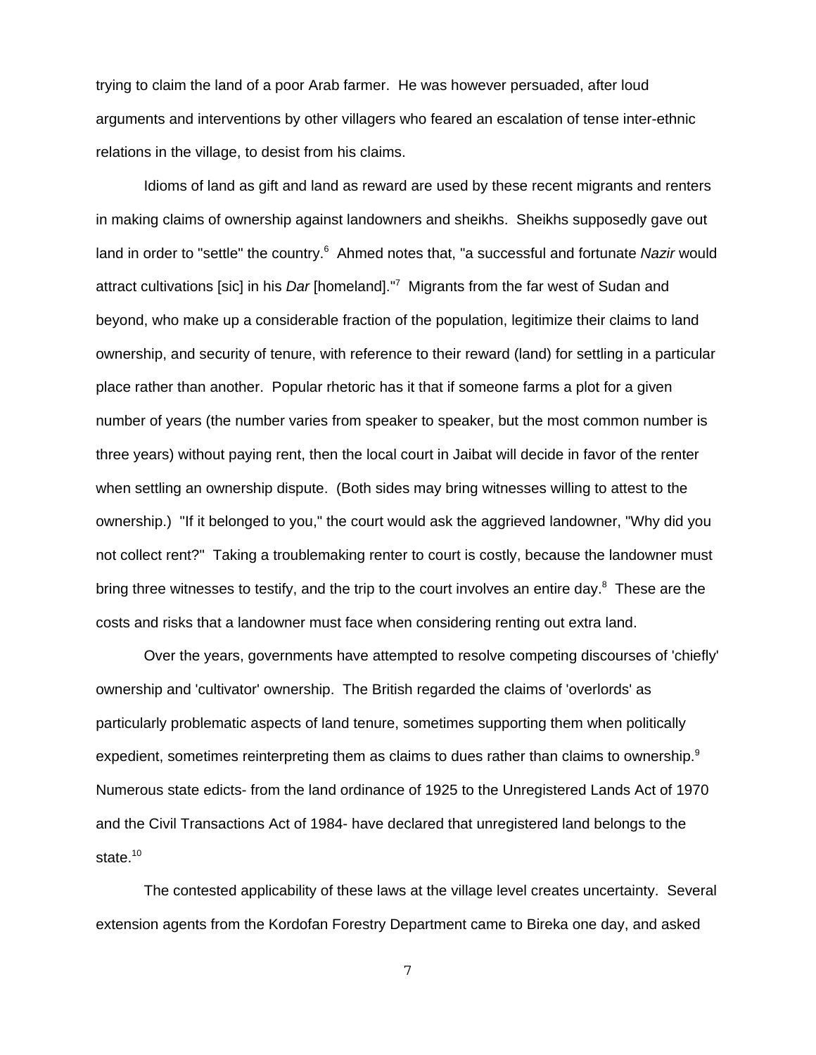trying to claim the land of a poor Arab farmer. He was however persuaded, after loud arguments and interventions by other villagers who feared an escalation of tense inter-ethnic relations in the village, to desist from his claims.

Idioms of land as gift and land as reward are used by these recent migrants and renters in making claims of ownership against landowners and sheikhs. Sheikhs supposedly gave out land in order to "settle" the country.[6] Ahmed notes that, "a successful and fortunate *Nazir* would attract cultivations [sic] in his *Dar* [homeland]."[7] Migrants from the far west of Sudan and beyond, who make up a considerable fraction of the population, legitimize their claims to land ownership, and security of tenure, with reference to their reward (land) for settling in a particular place rather than another. Popular rhetoric has it that if someone farms a plot for a given number of years (the number varies from speaker to speaker, but the most common number is three years) without paying rent, then the local court in Jaibat will decide in favor of the renter when settling an ownership dispute. (Both sides may bring witnesses willing to attest to the ownership.) "If it belonged to you," the court would ask the aggrieved landowner, "Why did you not collect rent?" Taking a troublemaking renter to court is costly, because the landowner must bring three witnesses to testify, and the trip to the court involves an entire day.[8] These are the costs and risks that a landowner must face when considering renting out extra land.

Over the years, governments have attempted to resolve competing discourses of 'chiefly' ownership and 'cultivator' ownership. The British regarded the claims of 'overlords' as particularly problematic aspects of land tenure, sometimes supporting them when politically expedient, sometimes reinterpreting them as claims to dues rather than claims to ownership.[9] Numerous state edicts- from the land ordinance of 1925 to the Unregistered Lands Act of 1970 and the Civil Transactions Act of 1984- have declared that unregistered land belongs to the state.[10]

The contested applicability of these laws at the village level creates uncertainty. Several extension agents from the Kordofan Forestry Department came to Bireka one day, and asked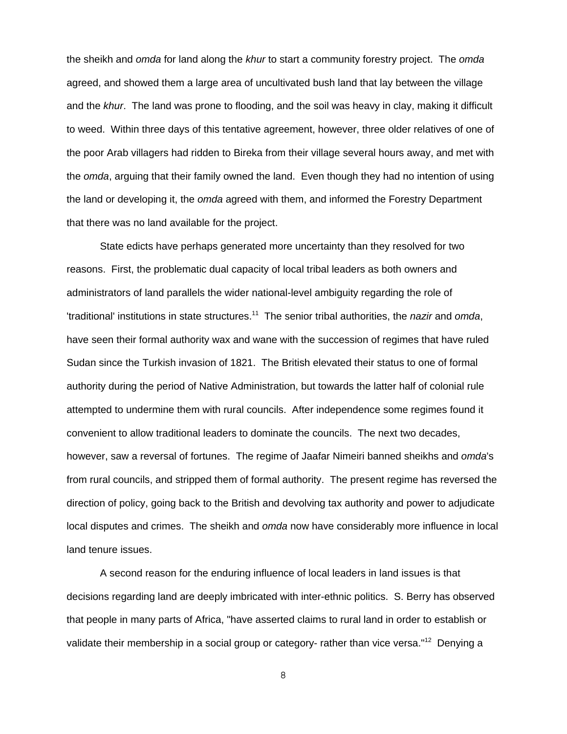the sheikh and *omda* for land along the *khur* to start a community forestry project. The *omda* agreed, and showed them a large area of uncultivated bush land that lay between the village and the *khur*. The land was prone to flooding, and the soil was heavy in clay, making it difficult to weed. Within three days of this tentative agreement, however, three older relatives of one of the poor Arab villagers had ridden to Bireka from their village several hours away, and met with the *omda*, arguing that their family owned the land. Even though they had no intention of using the land or developing it, the *omda* agreed with them, and informed the Forestry Department that there was no land available for the project.

State edicts have perhaps generated more uncertainty than they resolved for two reasons. First, the problematic dual capacity of local tribal leaders as both owners and administrators of land parallels the wider national-level ambiguity regarding the role of 'traditional' institutions in state structures.[11] The senior tribal authorities, the *nazir* and *omda*, have seen their formal authority wax and wane with the succession of regimes that have ruled Sudan since the Turkish invasion of 1821. The British elevated their status to one of formal authority during the period of Native Administration, but towards the latter half of colonial rule attempted to undermine them with rural councils. After independence some regimes found it convenient to allow traditional leaders to dominate the councils. The next two decades, however, saw a reversal of fortunes. The regime of Jaafar Nimeiri banned sheikhs and *omda*'s from rural councils, and stripped them of formal authority. The present regime has reversed the direction of policy, going back to the British and devolving tax authority and power to adjudicate local disputes and crimes. The sheikh and *omda* now have considerably more influence in local land tenure issues.

A second reason for the enduring influence of local leaders in land issues is that decisions regarding land are deeply imbricated with inter-ethnic politics. S. Berry has observed that people in many parts of Africa, "have asserted claims to rural land in order to establish or validate their membership in a social group or category- rather than vice versa."[12] Denying a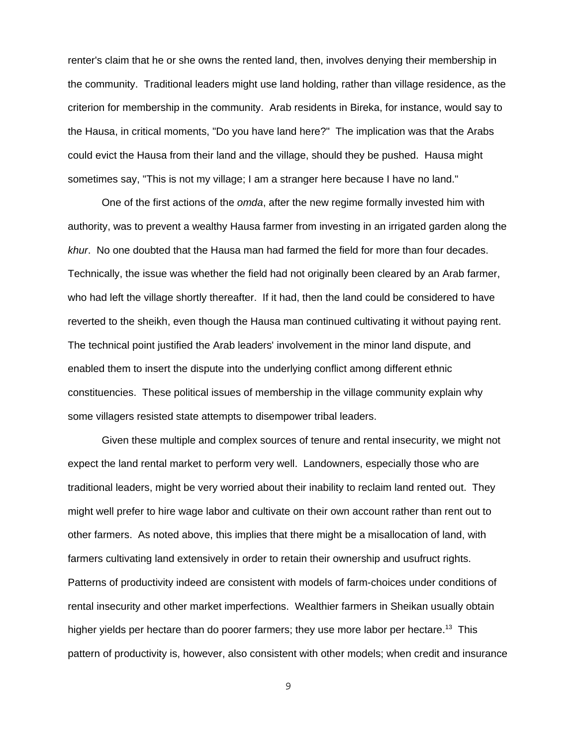renter's claim that he or she owns the rented land, then, involves denying their membership in the community. Traditional leaders might use land holding, rather than village residence, as the criterion for membership in the community. Arab residents in Bireka, for instance, would say to the Hausa, in critical moments, "Do you have land here?" The implication was that the Arabs could evict the Hausa from their land and the village, should they be pushed. Hausa might sometimes say, "This is not my village; I am a stranger here because I have no land."

One of the first actions of the *omda*, after the new regime formally invested him with authority, was to prevent a wealthy Hausa farmer from investing in an irrigated garden along the *khur*. No one doubted that the Hausa man had farmed the field for more than four decades. Technically, the issue was whether the field had not originally been cleared by an Arab farmer, who had left the village shortly thereafter. If it had, then the land could be considered to have reverted to the sheikh, even though the Hausa man continued cultivating it without paying rent. The technical point justified the Arab leaders' involvement in the minor land dispute, and enabled them to insert the dispute into the underlying conflict among different ethnic constituencies. These political issues of membership in the village community explain why some villagers resisted state attempts to disempower tribal leaders.

Given these multiple and complex sources of tenure and rental insecurity, we might not expect the land rental market to perform very well. Landowners, especially those who are traditional leaders, might be very worried about their inability to reclaim land rented out. They might well prefer to hire wage labor and cultivate on their own account rather than rent out to other farmers. As noted above, this implies that there might be a misallocation of land, with farmers cultivating land extensively in order to retain their ownership and usufruct rights. Patterns of productivity indeed are consistent with models of farm-choices under conditions of rental insecurity and other market imperfections. Wealthier farmers in Sheikan usually obtain higher yields per hectare than do poorer farmers; they use more labor per hectare.[13] This pattern of productivity is, however, also consistent with other models; when credit and insurance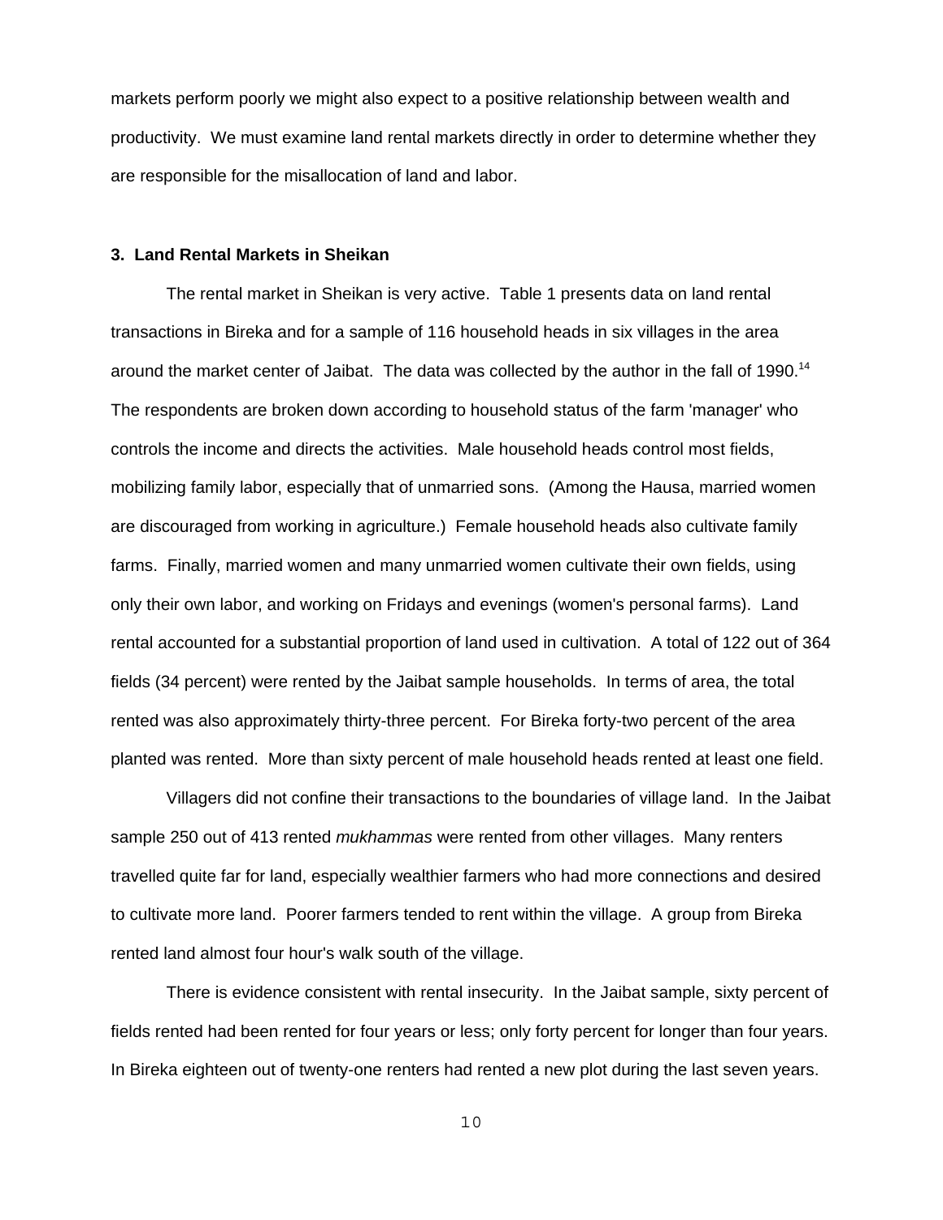markets perform poorly we might also expect to a positive relationship between wealth and productivity. We must examine land rental markets directly in order to determine whether they are responsible for the misallocation of land and labor.

### 3. Land Rental Markets in Sheikan

The rental market in Sheikan is very active. Table 1 presents data on land rental transactions in Bireka and for a sample of 116 household heads in six villages in the area around the market center of Jaibat. The data was collected by the author in the fall of 1990.[14] The respondents are broken down according to household status of the farm 'manager' who controls the income and directs the activities. Male household heads control most fields, mobilizing family labor, especially that of unmarried sons. (Among the Hausa, married women are discouraged from working in agriculture.) Female household heads also cultivate family farms. Finally, married women and many unmarried women cultivate their own fields, using only their own labor, and working on Fridays and evenings (women's personal farms). Land rental accounted for a substantial proportion of land used in cultivation. A total of 122 out of 364 fields (34 percent) were rented by the Jaibat sample households. In terms of area, the total rented was also approximately thirty-three percent. For Bireka forty-two percent of the area planted was rented. More than sixty percent of male household heads rented at least one field.

Villagers did not confine their transactions to the boundaries of village land. In the Jaibat sample 250 out of 413 rented *mukhammas* were rented from other villages. Many renters travelled quite far for land, especially wealthier farmers who had more connections and desired to cultivate more land. Poorer farmers tended to rent within the village. A group from Bireka rented land almost four hour's walk south of the village.

There is evidence consistent with rental insecurity. In the Jaibat sample, sixty percent of fields rented had been rented for four years or less; only forty percent for longer than four years. In Bireka eighteen out of twenty-one renters had rented a new plot during the last seven years.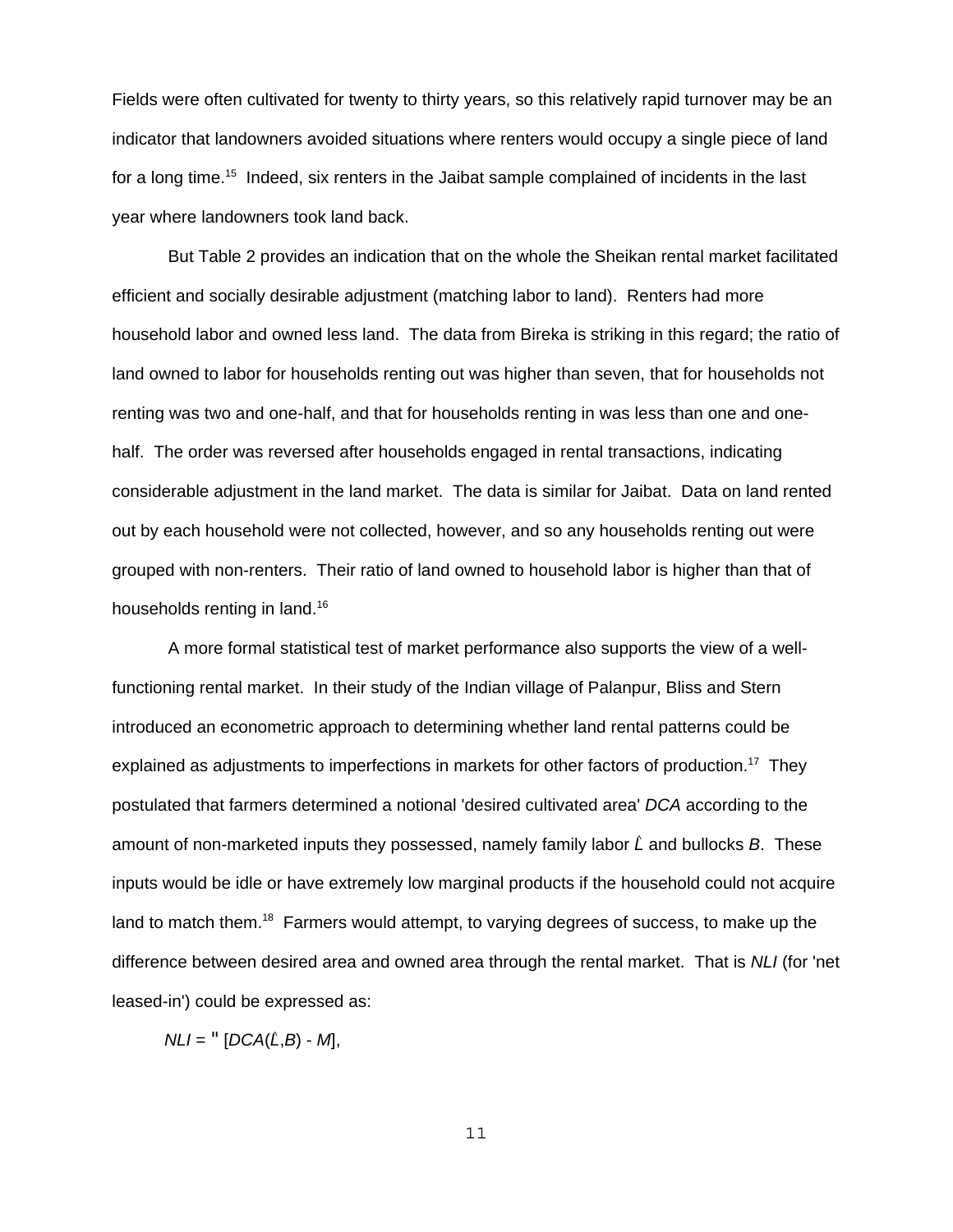Fields were often cultivated for twenty to thirty years, so this relatively rapid turnover may be an indicator that landowners avoided situations where renters would occupy a single piece of land for a long time.[15] Indeed, six renters in the Jaibat sample complained of incidents in the last year where landowners took land back.

But Table 2 provides an indication that on the whole the Sheikan rental market facilitated efficient and socially desirable adjustment (matching labor to land). Renters had more household labor and owned less land. The data from Bireka is striking in this regard; the ratio of land owned to labor for households renting out was higher than seven, that for households not renting was two and one-half, and that for households renting in was less than one and one-half. The order was reversed after households engaged in rental transactions, indicating considerable adjustment in the land market. The data is similar for Jaibat. Data on land rented out by each household were not collected, however, and so any households renting out were grouped with non-renters. Their ratio of land owned to household labor is higher than that of households renting in land.[16]

A more formal statistical test of market performance also supports the view of a well-functioning rental market. In their study of the Indian village of Palanpur, Bliss and Stern introduced an econometric approach to determining whether land rental patterns could be explained as adjustments to imperfections in markets for other factors of production.[17] They postulated that farmers determined a notional 'desired cultivated area' *DCA* according to the amount of non-marketed inputs they possessed, namely family labor $\hat{L}$ and bullocks $B$. These inputs would be idle or have extremely low marginal products if the household could not acquire land to match them.[18] Farmers would attempt, to varying degrees of success, to make up the difference between desired area and owned area through the rental market. That is *NLI* (for 'net leased-in') could be expressed as:

$$NLI = \alpha\,[DCA(\hat{L},B) - M],$$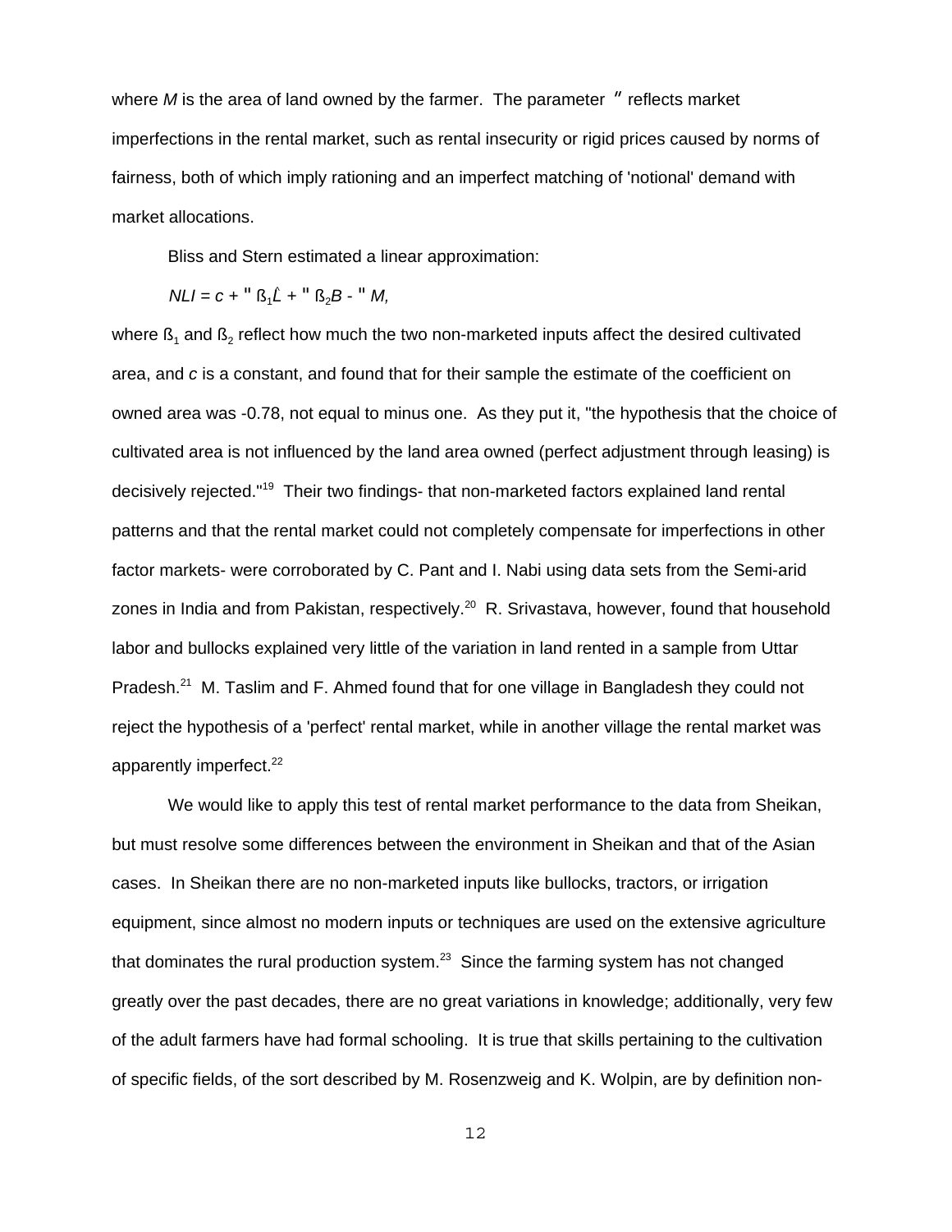where *M* is the area of land owned by the farmer. The parameter $\alpha$ reflects market imperfections in the rental market, such as rental insecurity or rigid prices caused by norms of fairness, both of which imply rationing and an imperfect matching of 'notional' demand with market allocations.

Bliss and Stern estimated a linear approximation:

$$NLI = c + \alpha \beta_1 \hat{L} + \alpha \beta_2 B - \alpha M,$$

where $\beta_1$ and $\beta_2$ reflect how much the two non-marketed inputs affect the desired cultivated area, and *c* is a constant, and found that for their sample the estimate of the coefficient on owned area was -0.78, not equal to minus one. As they put it, "the hypothesis that the choice of cultivated area is not influenced by the land area owned (perfect adjustment through leasing) is decisively rejected."[19] Their two findings- that non-marketed factors explained land rental patterns and that the rental market could not completely compensate for imperfections in other factor markets- were corroborated by C. Pant and I. Nabi using data sets from the Semi-arid zones in India and from Pakistan, respectively.[20] R. Srivastava, however, found that household labor and bullocks explained very little of the variation in land rented in a sample from Uttar Pradesh.[21] M. Taslim and F. Ahmed found that for one village in Bangladesh they could not reject the hypothesis of a 'perfect' rental market, while in another village the rental market was apparently imperfect.[22]

We would like to apply this test of rental market performance to the data from Sheikan, but must resolve some differences between the environment in Sheikan and that of the Asian cases. In Sheikan there are no non-marketed inputs like bullocks, tractors, or irrigation equipment, since almost no modern inputs or techniques are used on the extensive agriculture that dominates the rural production system.[23] Since the farming system has not changed greatly over the past decades, there are no great variations in knowledge; additionally, very few of the adult farmers have had formal schooling. It is true that skills pertaining to the cultivation of specific fields, of the sort described by M. Rosenzweig and K. Wolpin, are by definition non-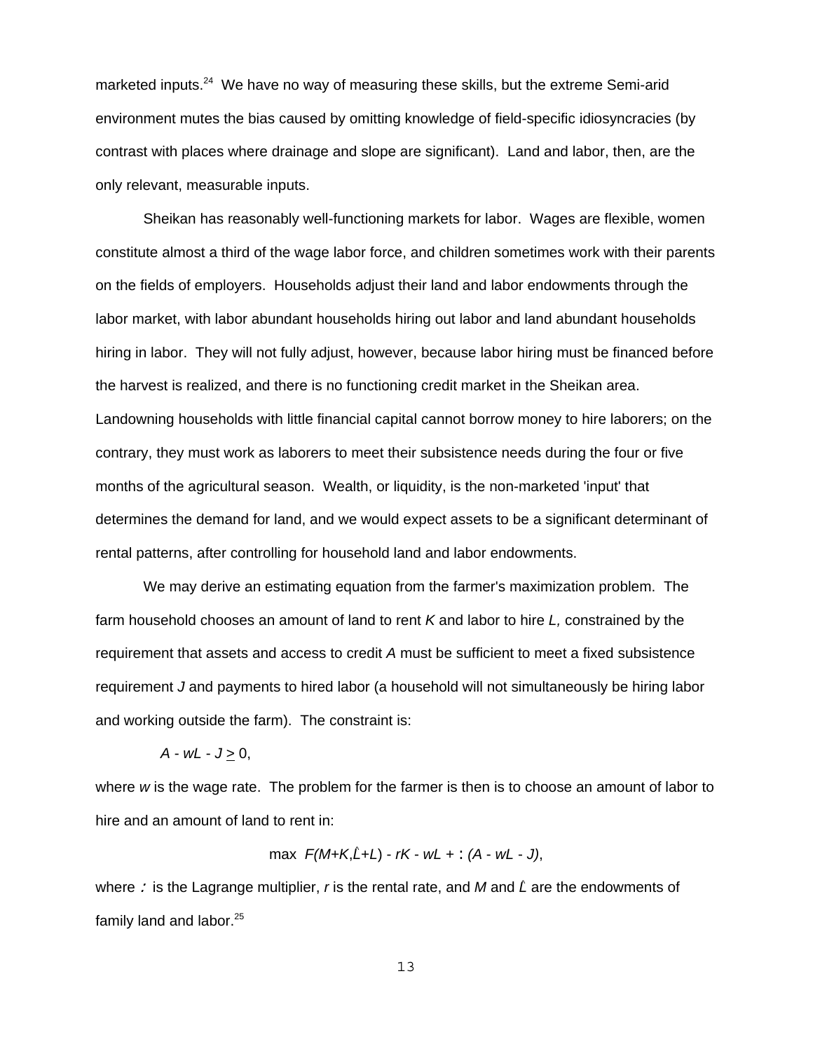marketed inputs.[24] We have no way of measuring these skills, but the extreme Semi-arid environment mutes the bias caused by omitting knowledge of field-specific idiosyncracies (by contrast with places where drainage and slope are significant). Land and labor, then, are the only relevant, measurable inputs.

Sheikan has reasonably well-functioning markets for labor. Wages are flexible, women constitute almost a third of the wage labor force, and children sometimes work with their parents on the fields of employers. Households adjust their land and labor endowments through the labor market, with labor abundant households hiring out labor and land abundant households hiring in labor. They will not fully adjust, however, because labor hiring must be financed before the harvest is realized, and there is no functioning credit market in the Sheikan area. Landowning households with little financial capital cannot borrow money to hire laborers; on the contrary, they must work as laborers to meet their subsistence needs during the four or five months of the agricultural season. Wealth, or liquidity, is the non-marketed 'input' that determines the demand for land, and we would expect assets to be a significant determinant of rental patterns, after controlling for household land and labor endowments.

We may derive an estimating equation from the farmer's maximization problem. The farm household chooses an amount of land to rent $K$ and labor to hire $L$, constrained by the requirement that assets and access to credit $A$ must be sufficient to meet a fixed subsistence requirement $J$ and payments to hired labor (a household will not simultaneously be hiring labor and working outside the farm). The constraint is:

$$A - wL - J \geq 0,$$

where $w$ is the wage rate. The problem for the farmer is then is to choose an amount of labor to hire and an amount of land to rent in:

$$\max \; F(M+K, \hat{L}+L) - rK - wL + \mu(A - wL - J),$$

where $\mu$ is the Lagrange multiplier, $r$ is the rental rate, and $M$ and $\hat{L}$ are the endowments of family land and labor.[25]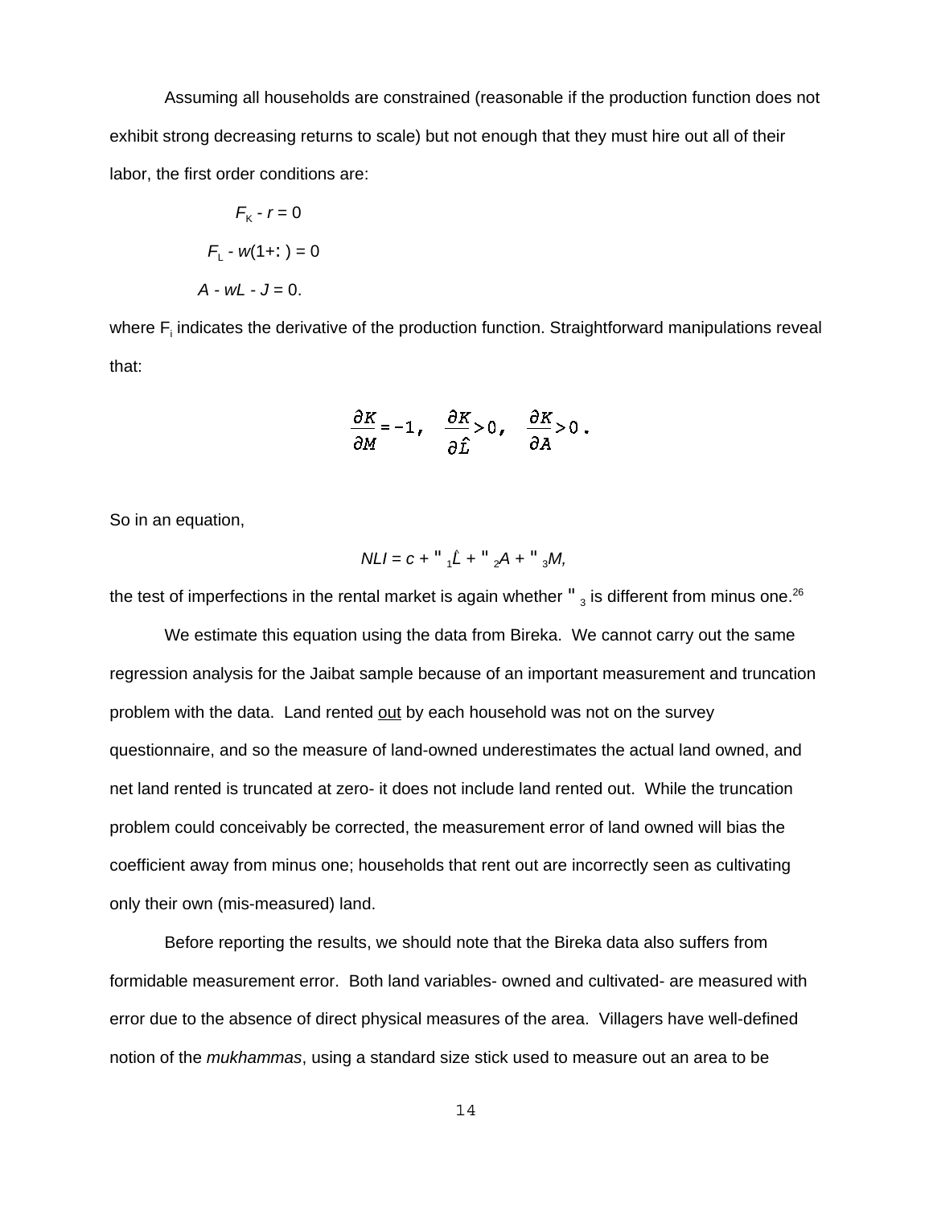Assuming all households are constrained (reasonable if the production function does not exhibit strong decreasing returns to scale) but not enough that they must hire out all of their labor, the first order conditions are:

$$F_K - r = 0$$

$$F_L - w(1+\mu) = 0$$

$$A - wL - \tau = 0.$$

where $F_i$ indicates the derivative of the production function. Straightforward manipulations reveal that:

$$\frac{\partial K}{\partial M} = -1, \quad \frac{\partial K}{\partial \hat{L}} > 0, \quad \frac{\partial K}{\partial A} > 0 .$$

So in an equation,

$$NLI = c + \alpha_1 \hat{L} + \alpha_2 A + \alpha_3 M,$$

the test of imperfections in the rental market is again whether $\alpha_3$ is different from minus one.[26]

We estimate this equation using the data from Bireka. We cannot carry out the same regression analysis for the Jaibat sample because of an important measurement and truncation problem with the data. Land rented out by each household was not on the survey questionnaire, and so the measure of land-owned underestimates the actual land owned, and net land rented is truncated at zero- it does not include land rented out. While the truncation problem could conceivably be corrected, the measurement error of land owned will bias the coefficient away from minus one; households that rent out are incorrectly seen as cultivating only their own (mis-measured) land.

Before reporting the results, we should note that the Bireka data also suffers from formidable measurement error. Both land variables- owned and cultivated- are measured with error due to the absence of direct physical measures of the area. Villagers have well-defined notion of the *mukhammas*, using a standard size stick used to measure out an area to be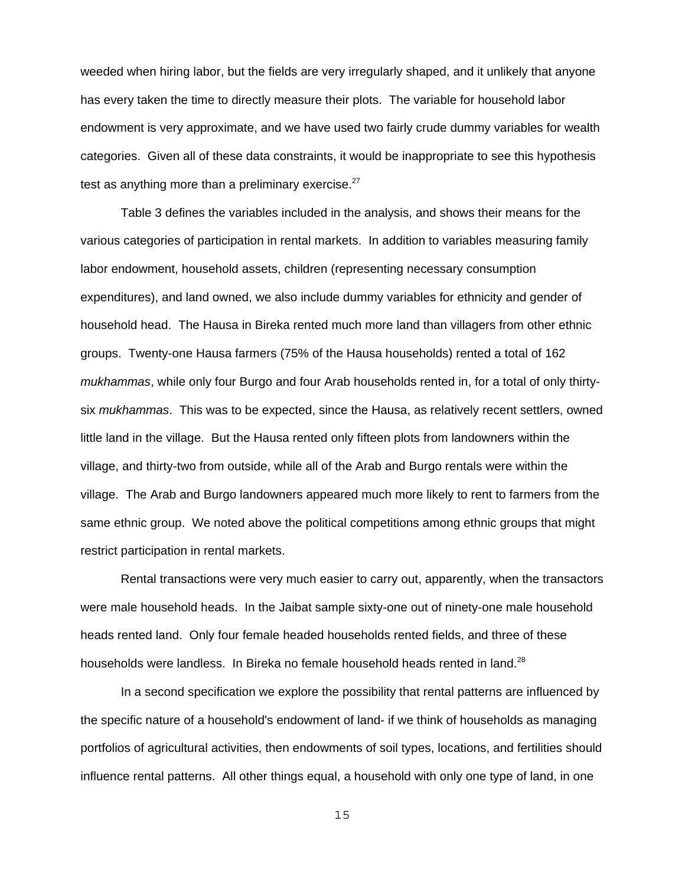weeded when hiring labor, but the fields are very irregularly shaped, and it unlikely that anyone has every taken the time to directly measure their plots. The variable for household labor endowment is very approximate, and we have used two fairly crude dummy variables for wealth categories. Given all of these data constraints, it would be inappropriate to see this hypothesis test as anything more than a preliminary exercise.[27]

Table 3 defines the variables included in the analysis, and shows their means for the various categories of participation in rental markets. In addition to variables measuring family labor endowment, household assets, children (representing necessary consumption expenditures), and land owned, we also include dummy variables for ethnicity and gender of household head. The Hausa in Bireka rented much more land than villagers from other ethnic groups. Twenty-one Hausa farmers (75% of the Hausa households) rented a total of 162 *mukhammas*, while only four Burgo and four Arab households rented in, for a total of only thirty-six *mukhammas*. This was to be expected, since the Hausa, as relatively recent settlers, owned little land in the village. But the Hausa rented only fifteen plots from landowners within the village, and thirty-two from outside, while all of the Arab and Burgo rentals were within the village. The Arab and Burgo landowners appeared much more likely to rent to farmers from the same ethnic group. We noted above the political competitions among ethnic groups that might restrict participation in rental markets.

Rental transactions were very much easier to carry out, apparently, when the transactors were male household heads. In the Jaibat sample sixty-one out of ninety-one male household heads rented land. Only four female headed households rented fields, and three of these households were landless. In Bireka no female household heads rented in land.[28]

In a second specification we explore the possibility that rental patterns are influenced by the specific nature of a household's endowment of land- if we think of households as managing portfolios of agricultural activities, then endowments of soil types, locations, and fertilities should influence rental patterns. All other things equal, a household with only one type of land, in one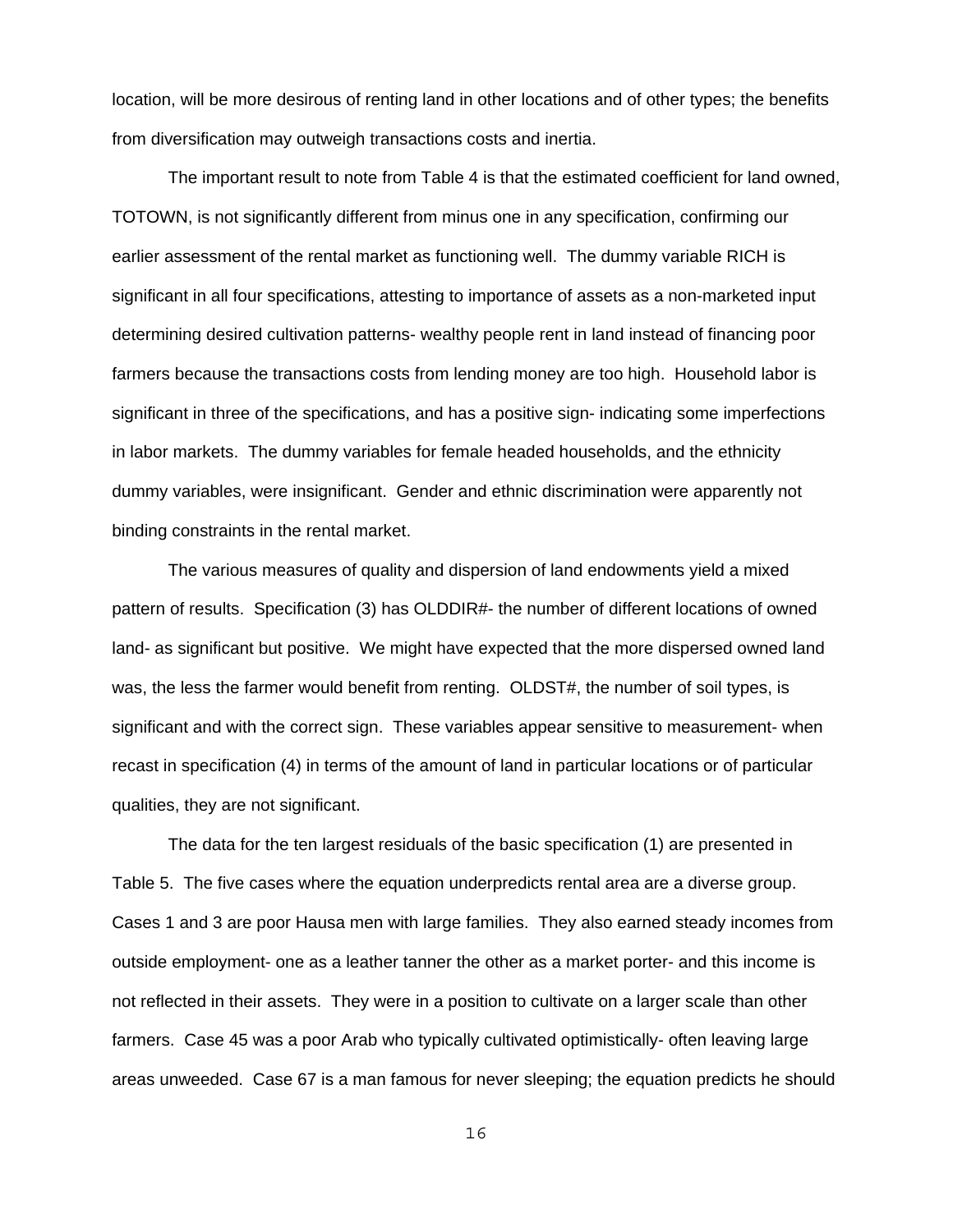location, will be more desirous of renting land in other locations and of other types; the benefits from diversification may outweigh transactions costs and inertia.

The important result to note from Table 4 is that the estimated coefficient for land owned, TOTOWN, is not significantly different from minus one in any specification, confirming our earlier assessment of the rental market as functioning well. The dummy variable RICH is significant in all four specifications, attesting to importance of assets as a non-marketed input determining desired cultivation patterns- wealthy people rent in land instead of financing poor farmers because the transactions costs from lending money are too high. Household labor is significant in three of the specifications, and has a positive sign- indicating some imperfections in labor markets. The dummy variables for female headed households, and the ethnicity dummy variables, were insignificant. Gender and ethnic discrimination were apparently not binding constraints in the rental market.

The various measures of quality and dispersion of land endowments yield a mixed pattern of results. Specification (3) has OLDDIR#- the number of different locations of owned land- as significant but positive. We might have expected that the more dispersed owned land was, the less the farmer would benefit from renting. OLDST#, the number of soil types, is significant and with the correct sign. These variables appear sensitive to measurement- when recast in specification (4) in terms of the amount of land in particular locations or of particular qualities, they are not significant.

The data for the ten largest residuals of the basic specification (1) are presented in Table 5. The five cases where the equation underpredicts rental area are a diverse group. Cases 1 and 3 are poor Hausa men with large families. They also earned steady incomes from outside employment- one as a leather tanner the other as a market porter- and this income is not reflected in their assets. They were in a position to cultivate on a larger scale than other farmers. Case 45 was a poor Arab who typically cultivated optimistically- often leaving large areas unweeded. Case 67 is a man famous for never sleeping; the equation predicts he should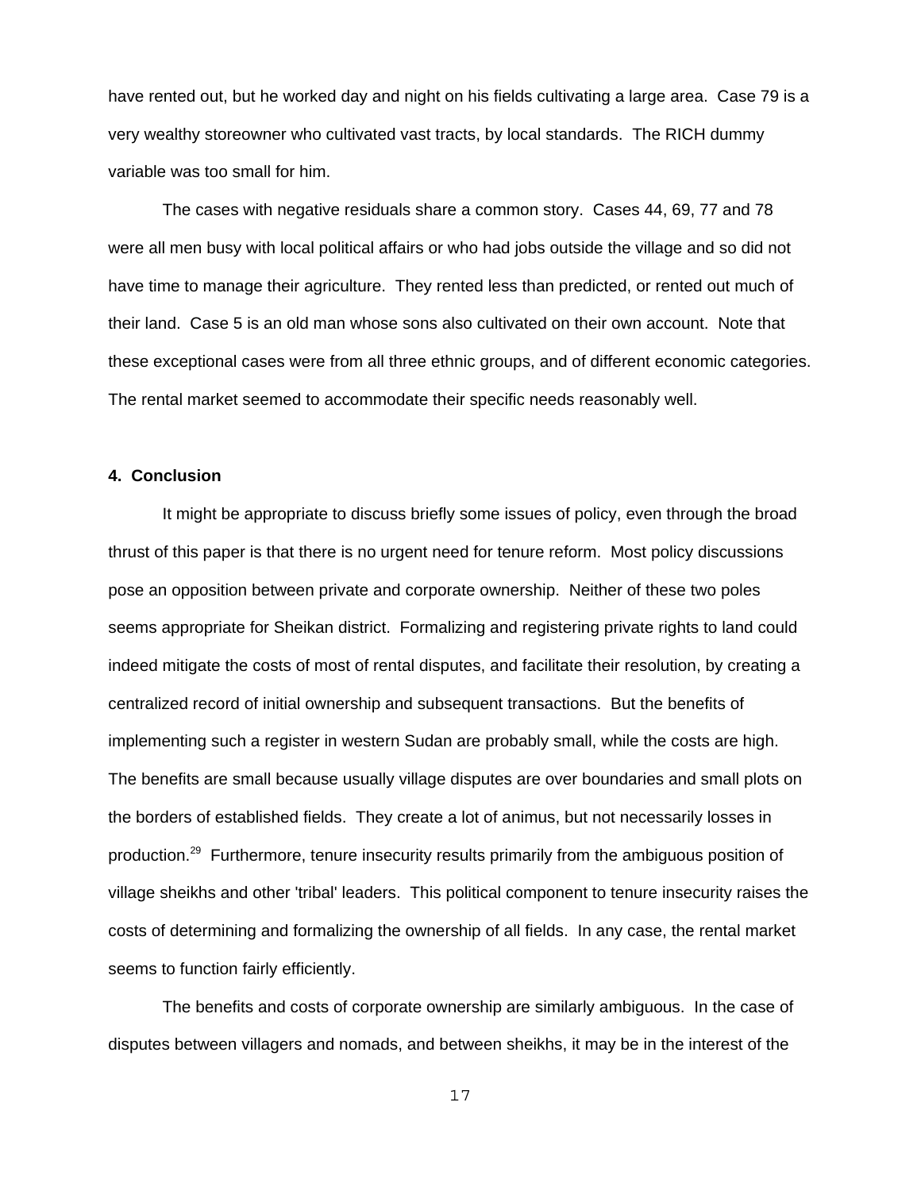have rented out, but he worked day and night on his fields cultivating a large area. Case 79 is a very wealthy storeowner who cultivated vast tracts, by local standards. The RICH dummy variable was too small for him.

The cases with negative residuals share a common story. Cases 44, 69, 77 and 78 were all men busy with local political affairs or who had jobs outside the village and so did not have time to manage their agriculture. They rented less than predicted, or rented out much of their land. Case 5 is an old man whose sons also cultivated on their own account. Note that these exceptional cases were from all three ethnic groups, and of different economic categories. The rental market seemed to accommodate their specific needs reasonably well.

## 4. Conclusion

It might be appropriate to discuss briefly some issues of policy, even through the broad thrust of this paper is that there is no urgent need for tenure reform. Most policy discussions pose an opposition between private and corporate ownership. Neither of these two poles seems appropriate for Sheikan district. Formalizing and registering private rights to land could indeed mitigate the costs of most of rental disputes, and facilitate their resolution, by creating a centralized record of initial ownership and subsequent transactions. But the benefits of implementing such a register in western Sudan are probably small, while the costs are high. The benefits are small because usually village disputes are over boundaries and small plots on the borders of established fields. They create a lot of animus, but not necessarily losses in production.[29] Furthermore, tenure insecurity results primarily from the ambiguous position of village sheikhs and other 'tribal' leaders. This political component to tenure insecurity raises the costs of determining and formalizing the ownership of all fields. In any case, the rental market seems to function fairly efficiently.

The benefits and costs of corporate ownership are similarly ambiguous. In the case of disputes between villagers and nomads, and between sheikhs, it may be in the interest of the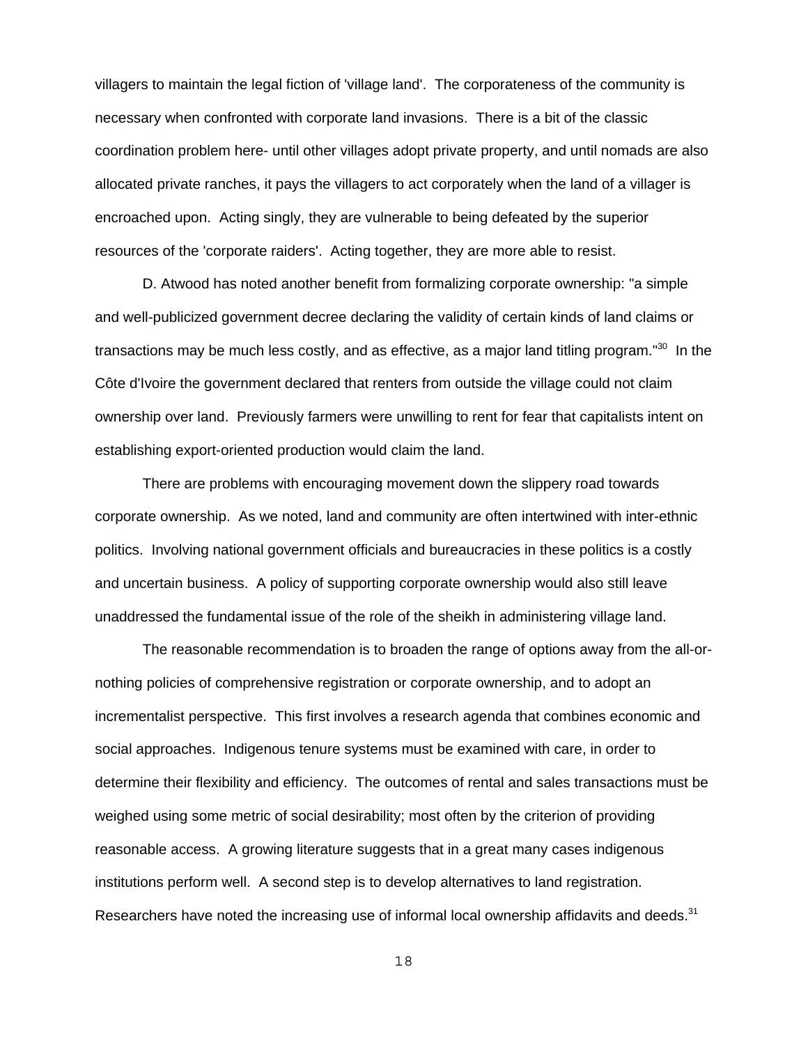villagers to maintain the legal fiction of 'village land'. The corporateness of the community is necessary when confronted with corporate land invasions. There is a bit of the classic coordination problem here- until other villages adopt private property, and until nomads are also allocated private ranches, it pays the villagers to act corporately when the land of a villager is encroached upon. Acting singly, they are vulnerable to being defeated by the superior resources of the 'corporate raiders'. Acting together, they are more able to resist.

D. Atwood has noted another benefit from formalizing corporate ownership: "a simple and well-publicized government decree declaring the validity of certain kinds of land claims or transactions may be much less costly, and as effective, as a major land titling program."[30] In the Côte d'Ivoire the government declared that renters from outside the village could not claim ownership over land. Previously farmers were unwilling to rent for fear that capitalists intent on establishing export-oriented production would claim the land.

There are problems with encouraging movement down the slippery road towards corporate ownership. As we noted, land and community are often intertwined with inter-ethnic politics. Involving national government officials and bureaucracies in these politics is a costly and uncertain business. A policy of supporting corporate ownership would also still leave unaddressed the fundamental issue of the role of the sheikh in administering village land.

The reasonable recommendation is to broaden the range of options away from the all-or-nothing policies of comprehensive registration or corporate ownership, and to adopt an incrementalist perspective. This first involves a research agenda that combines economic and social approaches. Indigenous tenure systems must be examined with care, in order to determine their flexibility and efficiency. The outcomes of rental and sales transactions must be weighed using some metric of social desirability; most often by the criterion of providing reasonable access. A growing literature suggests that in a great many cases indigenous institutions perform well. A second step is to develop alternatives to land registration. Researchers have noted the increasing use of informal local ownership affidavits and deeds.[31]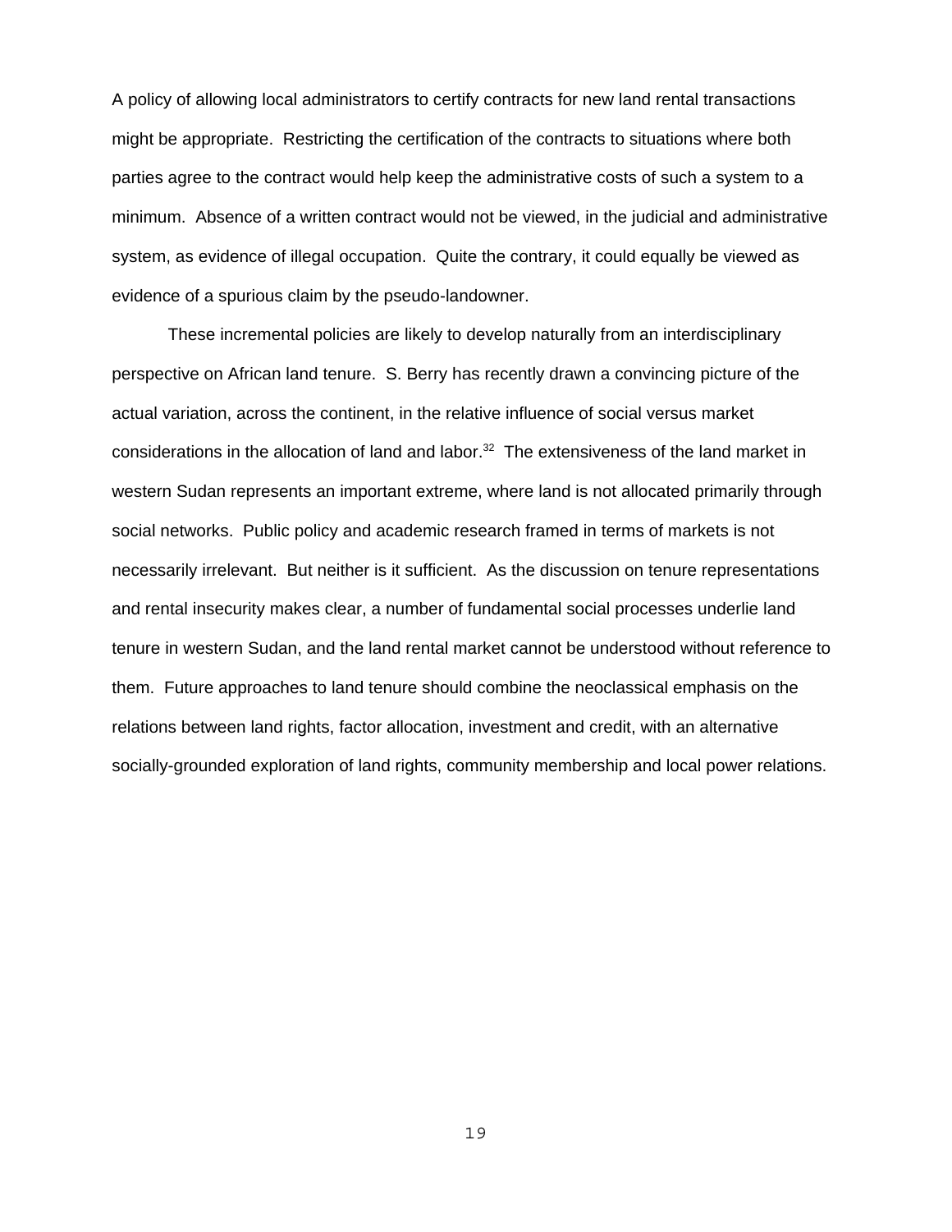A policy of allowing local administrators to certify contracts for new land rental transactions might be appropriate. Restricting the certification of the contracts to situations where both parties agree to the contract would help keep the administrative costs of such a system to a minimum. Absence of a written contract would not be viewed, in the judicial and administrative system, as evidence of illegal occupation. Quite the contrary, it could equally be viewed as evidence of a spurious claim by the pseudo-landowner.

These incremental policies are likely to develop naturally from an interdisciplinary perspective on African land tenure. S. Berry has recently drawn a convincing picture of the actual variation, across the continent, in the relative influence of social versus market considerations in the allocation of land and labor.[32] The extensiveness of the land market in western Sudan represents an important extreme, where land is not allocated primarily through social networks. Public policy and academic research framed in terms of markets is not necessarily irrelevant. But neither is it sufficient. As the discussion on tenure representations and rental insecurity makes clear, a number of fundamental social processes underlie land tenure in western Sudan, and the land rental market cannot be understood without reference to them. Future approaches to land tenure should combine the neoclassical emphasis on the relations between land rights, factor allocation, investment and credit, with an alternative socially-grounded exploration of land rights, community membership and local power relations.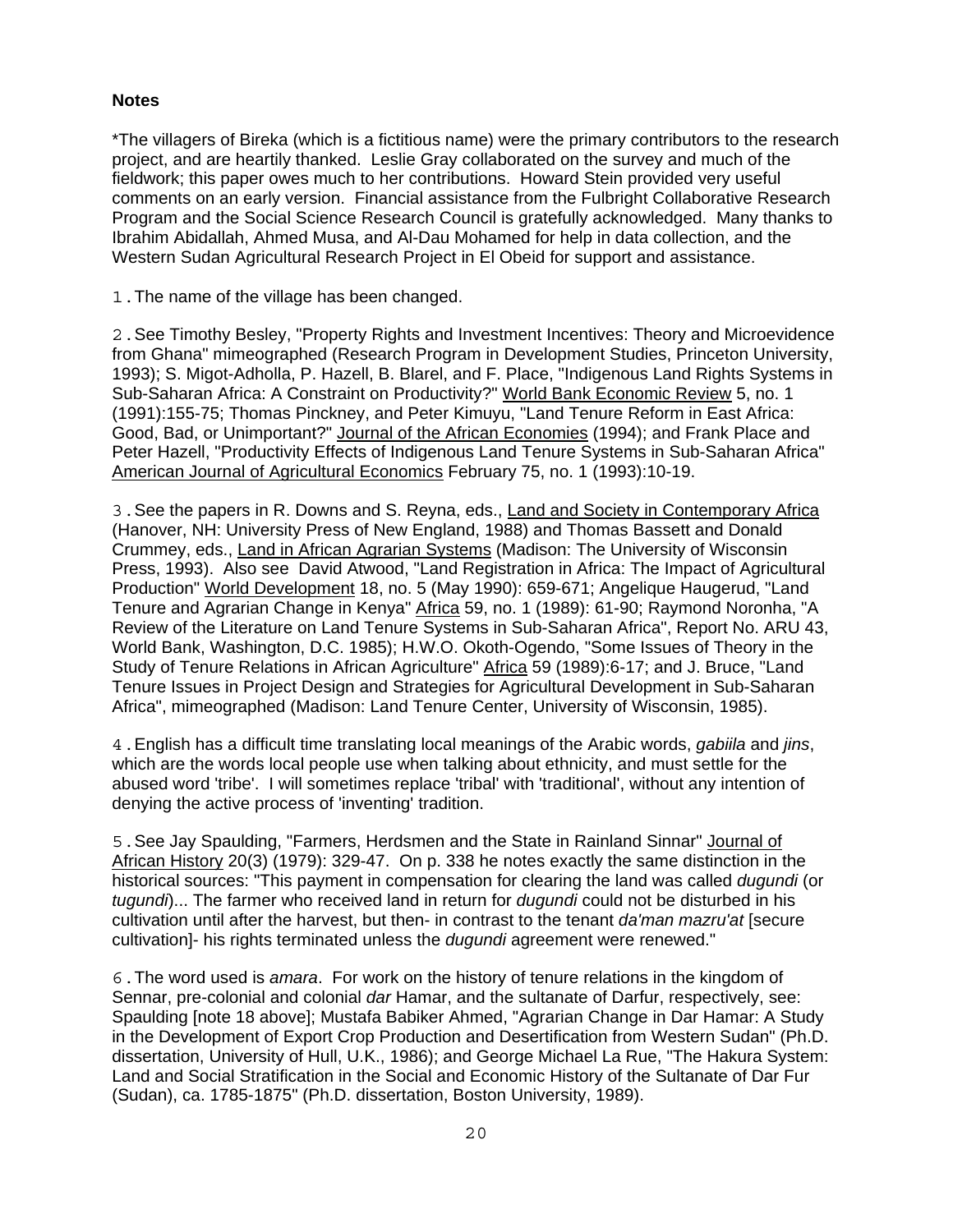**Notes**

*The villagers of Bireka (which is a fictitious name) were the primary contributors to the research project, and are heartily thanked. Leslie Gray collaborated on the survey and much of the fieldwork; this paper owes much to her contributions. Howard Stein provided very useful comments on an early version. Financial assistance from the Fulbright Collaborative Research Program and the Social Science Research Council is gratefully acknowledged. Many thanks to Ibrahim Abidallah, Ahmed Musa, and Al-Dau Mohamed for help in data collection, and the Western Sudan Agricultural Research Project in El Obeid for support and assistance.

1. The name of the village has been changed.

2. See Timothy Besley, "Property Rights and Investment Incentives: Theory and Microevidence from Ghana" mimeographed (Research Program in Development Studies, Princeton University, 1993); S. Migot-Adholla, P. Hazell, B. Blarel, and F. Place, "Indigenous Land Rights Systems in Sub-Saharan Africa: A Constraint on Productivity?" World Bank Economic Review 5, no. 1 (1991):155-75; Thomas Pinckney, and Peter Kimuyu, "Land Tenure Reform in East Africa: Good, Bad, or Unimportant?" Journal of the African Economies (1994); and Frank Place and Peter Hazell, "Productivity Effects of Indigenous Land Tenure Systems in Sub-Saharan Africa" American Journal of Agricultural Economics February 75, no. 1 (1993):10-19.

3. See the papers in R. Downs and S. Reyna, eds., Land and Society in Contemporary Africa (Hanover, NH: University Press of New England, 1988) and Thomas Bassett and Donald Crummey, eds., Land in African Agrarian Systems (Madison: The University of Wisconsin Press, 1993). Also see David Atwood, "Land Registration in Africa: The Impact of Agricultural Production" World Development 18, no. 5 (May 1990): 659-671; Angelique Haugerud, "Land Tenure and Agrarian Change in Kenya" Africa 59, no. 1 (1989): 61-90; Raymond Noronha, "A Review of the Literature on Land Tenure Systems in Sub-Saharan Africa", Report No. ARU 43, World Bank, Washington, D.C. 1985); H.W.O. Okoth-Ogendo, "Some Issues of Theory in the Study of Tenure Relations in African Agriculture" Africa 59 (1989):6-17; and J. Bruce, "Land Tenure Issues in Project Design and Strategies for Agricultural Development in Sub-Saharan Africa", mimeographed (Madison: Land Tenure Center, University of Wisconsin, 1985).

4. English has a difficult time translating local meanings of the Arabic words, *gabiila* and *jins*, which are the words local people use when talking about ethnicity, and must settle for the abused word 'tribe'. I will sometimes replace 'tribal' with 'traditional', without any intention of denying the active process of 'inventing' tradition.

5. See Jay Spaulding, "Farmers, Herdsmen and the State in Rainland Sinnar" Journal of African History 20(3) (1979): 329-47. On p. 338 he notes exactly the same distinction in the historical sources: "This payment in compensation for clearing the land was called *dugundi* (or *tugundi*)... The farmer who received land in return for *dugundi* could not be disturbed in his cultivation until after the harvest, but then- in contrast to the tenant *da'man mazru'at* [secure cultivation]- his rights terminated unless the *dugundi* agreement were renewed."

6. The word used is *amara*. For work on the history of tenure relations in the kingdom of Sennar, pre-colonial and colonial *dar* Hamar, and the sultanate of Darfur, respectively, see: Spaulding [note 18 above]; Mustafa Babiker Ahmed, "Agrarian Change in Dar Hamar: A Study in the Development of Export Crop Production and Desertification from Western Sudan" (Ph.D. dissertation, University of Hull, U.K., 1986); and George Michael La Rue, "The Hakura System: Land and Social Stratification in the Social and Economic History of the Sultanate of Dar Fur (Sudan), ca. 1785-1875" (Ph.D. dissertation, Boston University, 1989).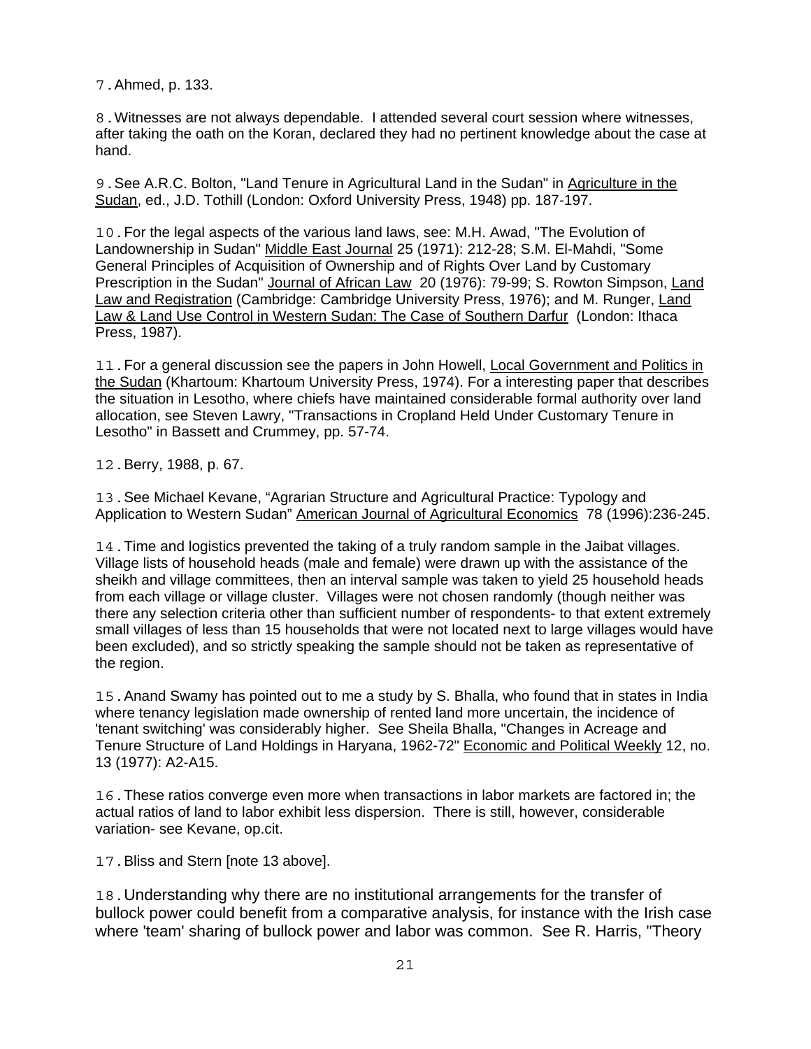7. Ahmed, p. 133.

8. Witnesses are not always dependable. I attended several court session where witnesses, after taking the oath on the Koran, declared they had no pertinent knowledge about the case at hand.

9. See A.R.C. Bolton, "Land Tenure in Agricultural Land in the Sudan" in Agriculture in the Sudan, ed., J.D. Tothill (London: Oxford University Press, 1948) pp. 187-197.

10. For the legal aspects of the various land laws, see: M.H. Awad, "The Evolution of Landownership in Sudan" Middle East Journal 25 (1971): 212-28; S.M. El-Mahdi, "Some General Principles of Acquisition of Ownership and of Rights Over Land by Customary Prescription in the Sudan" Journal of African Law 20 (1976): 79-99; S. Rowton Simpson, Land Law and Registration (Cambridge: Cambridge University Press, 1976); and M. Runger, Land Law & Land Use Control in Western Sudan: The Case of Southern Darfur (London: Ithaca Press, 1987).

11. For a general discussion see the papers in John Howell, Local Government and Politics in the Sudan (Khartoum: Khartoum University Press, 1974). For a interesting paper that describes the situation in Lesotho, where chiefs have maintained considerable formal authority over land allocation, see Steven Lawry, "Transactions in Cropland Held Under Customary Tenure in Lesotho" in Bassett and Crummey, pp. 57-74.

12. Berry, 1988, p. 67.

13. See Michael Kevane, “Agrarian Structure and Agricultural Practice: Typology and Application to Western Sudan” American Journal of Agricultural Economics 78 (1996):236-245.

14. Time and logistics prevented the taking of a truly random sample in the Jaibat villages. Village lists of household heads (male and female) were drawn up with the assistance of the sheikh and village committees, then an interval sample was taken to yield 25 household heads from each village or village cluster. Villages were not chosen randomly (though neither was there any selection criteria other than sufficient number of respondents- to that extent extremely small villages of less than 15 households that were not located next to large villages would have been excluded), and so strictly speaking the sample should not be taken as representative of the region.

15. Anand Swamy has pointed out to me a study by S. Bhalla, who found that in states in India where tenancy legislation made ownership of rented land more uncertain, the incidence of 'tenant switching' was considerably higher. See Sheila Bhalla, "Changes in Acreage and Tenure Structure of Land Holdings in Haryana, 1962-72" Economic and Political Weekly 12, no. 13 (1977): A2-A15.

16. These ratios converge even more when transactions in labor markets are factored in; the actual ratios of land to labor exhibit less dispersion. There is still, however, considerable variation- see Kevane, op.cit.

17. Bliss and Stern [note 13 above].

18. Understanding why there are no institutional arrangements for the transfer of bullock power could benefit from a comparative analysis, for instance with the Irish case where 'team' sharing of bullock power and labor was common. See R. Harris, "Theory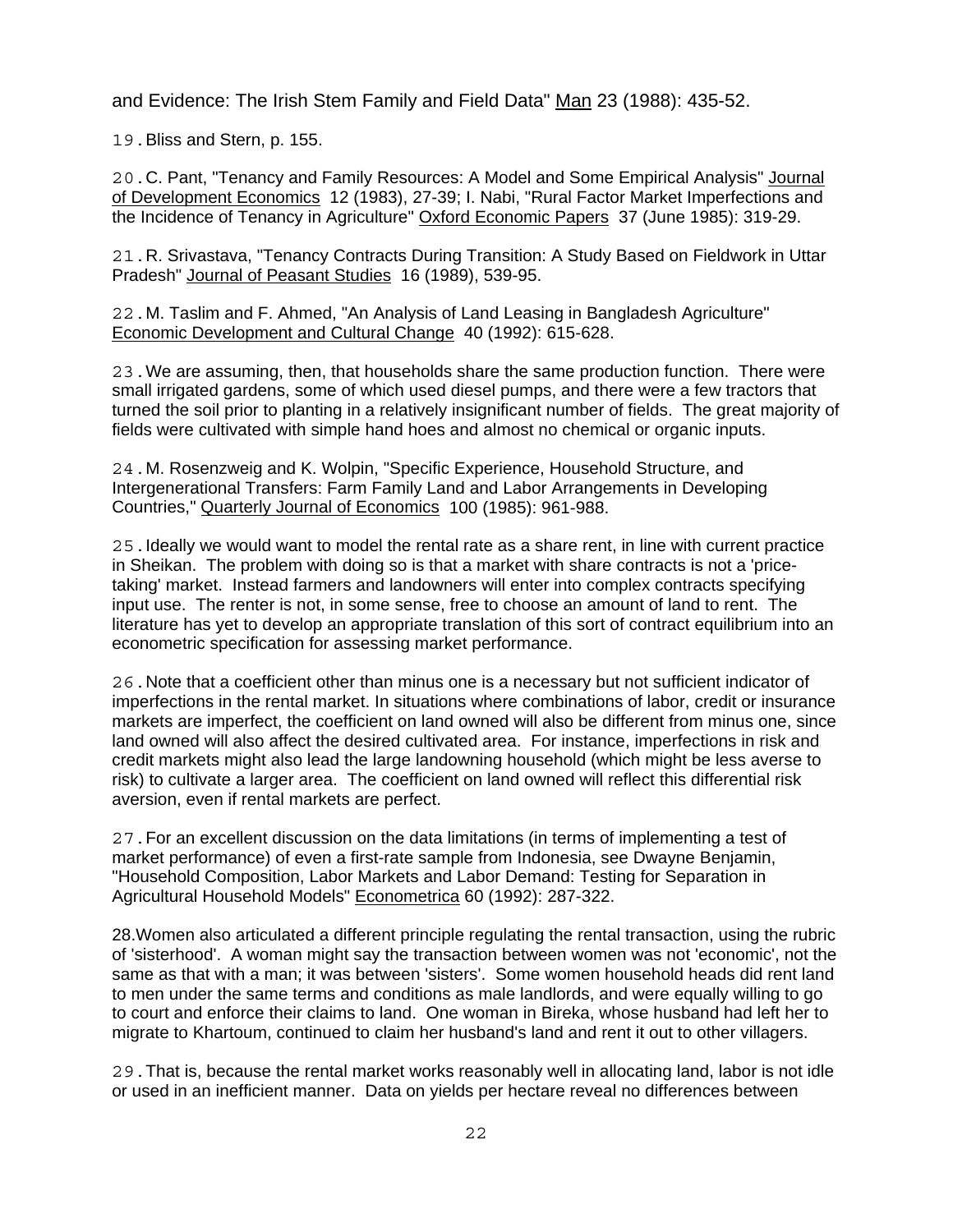and Evidence: The Irish Stem Family and Field Data" Man 23 (1988): 435-52.

19. Bliss and Stern, p. 155.

20. C. Pant, "Tenancy and Family Resources: A Model and Some Empirical Analysis" Journal of Development Economics 12 (1983), 27-39; I. Nabi, "Rural Factor Market Imperfections and the Incidence of Tenancy in Agriculture" Oxford Economic Papers 37 (June 1985): 319-29.

21. R. Srivastava, "Tenancy Contracts During Transition: A Study Based on Fieldwork in Uttar Pradesh" Journal of Peasant Studies 16 (1989), 539-95.

22. M. Taslim and F. Ahmed, "An Analysis of Land Leasing in Bangladesh Agriculture" Economic Development and Cultural Change 40 (1992): 615-628.

23. We are assuming, then, that households share the same production function. There were small irrigated gardens, some of which used diesel pumps, and there were a few tractors that turned the soil prior to planting in a relatively insignificant number of fields. The great majority of fields were cultivated with simple hand hoes and almost no chemical or organic inputs.

24. M. Rosenzweig and K. Wolpin, "Specific Experience, Household Structure, and Intergenerational Transfers: Farm Family Land and Labor Arrangements in Developing Countries," Quarterly Journal of Economics 100 (1985): 961-988.

25. Ideally we would want to model the rental rate as a share rent, in line with current practice in Sheikan. The problem with doing so is that a market with share contracts is not a 'price-taking' market. Instead farmers and landowners will enter into complex contracts specifying input use. The renter is not, in some sense, free to choose an amount of land to rent. The literature has yet to develop an appropriate translation of this sort of contract equilibrium into an econometric specification for assessing market performance.

26. Note that a coefficient other than minus one is a necessary but not sufficient indicator of imperfections in the rental market. In situations where combinations of labor, credit or insurance markets are imperfect, the coefficient on land owned will also be different from minus one, since land owned will also affect the desired cultivated area. For instance, imperfections in risk and credit markets might also lead the large landowning household (which might be less averse to risk) to cultivate a larger area. The coefficient on land owned will reflect this differential risk aversion, even if rental markets are perfect.

27. For an excellent discussion on the data limitations (in terms of implementing a test of market performance) of even a first-rate sample from Indonesia, see Dwayne Benjamin, "Household Composition, Labor Markets and Labor Demand: Testing for Separation in Agricultural Household Models" Econometrica 60 (1992): 287-322.

28. Women also articulated a different principle regulating the rental transaction, using the rubric of 'sisterhood'. A woman might say the transaction between women was not 'economic', not the same as that with a man; it was between 'sisters'. Some women household heads did rent land to men under the same terms and conditions as male landlords, and were equally willing to go to court and enforce their claims to land. One woman in Bireka, whose husband had left her to migrate to Khartoum, continued to claim her husband's land and rent it out to other villagers.

29. That is, because the rental market works reasonably well in allocating land, labor is not idle or used in an inefficient manner. Data on yields per hectare reveal no differences between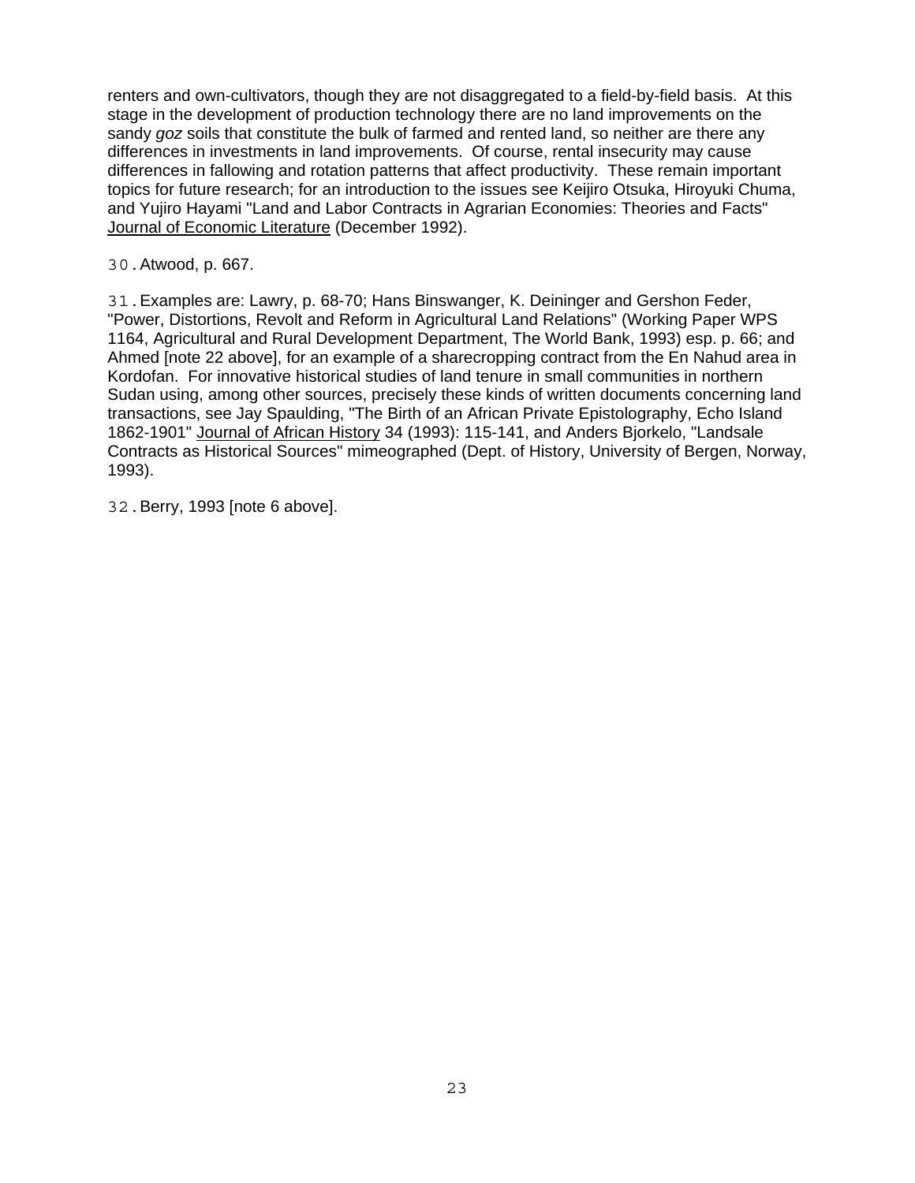renters and own-cultivators, though they are not disaggregated to a field-by-field basis. At this stage in the development of production technology there are no land improvements on the sandy *goz* soils that constitute the bulk of farmed and rented land, so neither are there any differences in investments in land improvements. Of course, rental insecurity may cause differences in fallowing and rotation patterns that affect productivity. These remain important topics for future research; for an introduction to the issues see Keijiro Otsuka, Hiroyuki Chuma, and Yujiro Hayami "Land and Labor Contracts in Agrarian Economies: Theories and Facts" Journal of Economic Literature (December 1992).

30. Atwood, p. 667.

31. Examples are: Lawry, p. 68-70; Hans Binswanger, K. Deininger and Gershon Feder, "Power, Distortions, Revolt and Reform in Agricultural Land Relations" (Working Paper WPS 1164, Agricultural and Rural Development Department, The World Bank, 1993) esp. p. 66; and Ahmed [note 22 above], for an example of a sharecropping contract from the En Nahud area in Kordofan. For innovative historical studies of land tenure in small communities in northern Sudan using, among other sources, precisely these kinds of written documents concerning land transactions, see Jay Spaulding, "The Birth of an African Private Epistolography, Echo Island 1862-1901" Journal of African History 34 (1993): 115-141, and Anders Bjorkelo, "Landsale Contracts as Historical Sources" mimeographed (Dept. of History, University of Bergen, Norway, 1993).

32. Berry, 1993 [note 6 above].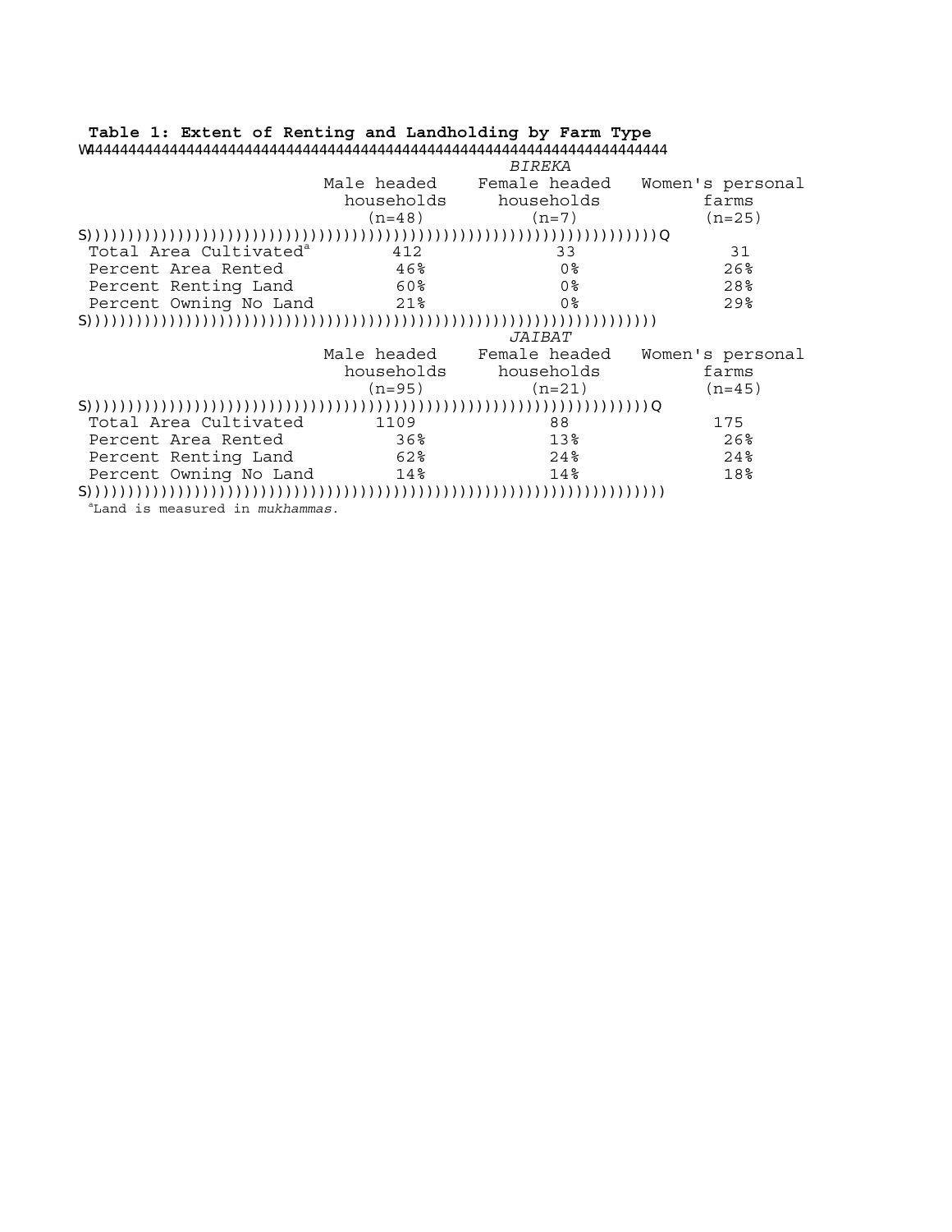**Table 1: Extent of Renting and Landholding by Farm Type**

| | Male headed households (n=48) | Female headed households (n=7) | Women's personal farms (n=25) |
|---|---|---|---|
| | *BIREKA* | | |
| Total Area Cultivated[a] | 412 | 33 | 31 |
| Percent Area Rented | 46% | 0% | 26% |
| Percent Renting Land | 60% | 0% | 28% |
| Percent Owning No Land | 21% | 0% | 29% |

| | Male headed households (n=95) | Female headed households (n=21) | Women's personal farms (n=45) |
|---|---|---|---|
| | *JAIBAT* | | |
| Total Area Cultivated | 1109 | 88 | 175 |
| Percent Area Rented | 36% | 13% | 26% |
| Percent Renting Land | 62% | 24% | 24% |
| Percent Owning No Land | 14% | 14% | 18% |

[a]Land is measured in *mukhammas*.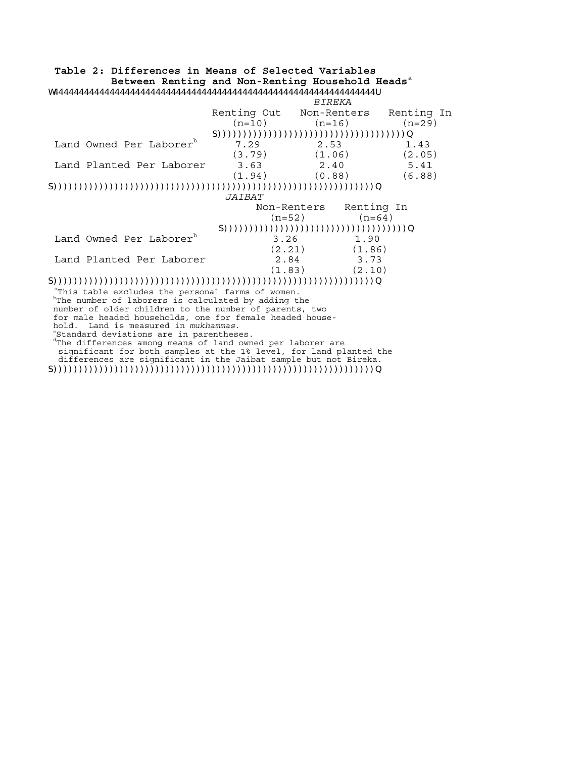**Table 2: Differences in Means of Selected Variables Between Renting and Non-Renting Household Heads**[a]

| | *BIREKA* | | |
|---|---|---|---|
| | Renting Out (n=10) | Non-Renters (n=16) | Renting In (n=29) |
| Land Owned Per Laborer[b] | 7.29 | 2.53 | 1.43 |
| | (3.79) | (1.06) | (2.05) |
| Land Planted Per Laborer | 3.63 | 2.40 | 5.41 |
| | (1.94) | (0.88) | (6.88) |

| | *JAIBAT* | |
|---|---|---|
| | Non-Renters (n=52) | Renting In (n=64) |
| Land Owned Per Laborer[b] | 3.26 | 1.90 |
| | (2.21) | (1.86) |
| Land Planted Per Laborer | 2.84 | 3.73 |
| | (1.83) | (2.10) |

[a]This table excludes the personal farms of women.
[b]The number of laborers is calculated by adding the number of older children to the number of parents, two for male headed households, one for female headed household. Land is measured in *mukhammas*.
[c]Standard deviations are in parentheses.
[d]The differences among means of land owned per laborer are significant for both samples at the 1% level, for land planted the differences are significant in the Jaibat sample but not Bireka.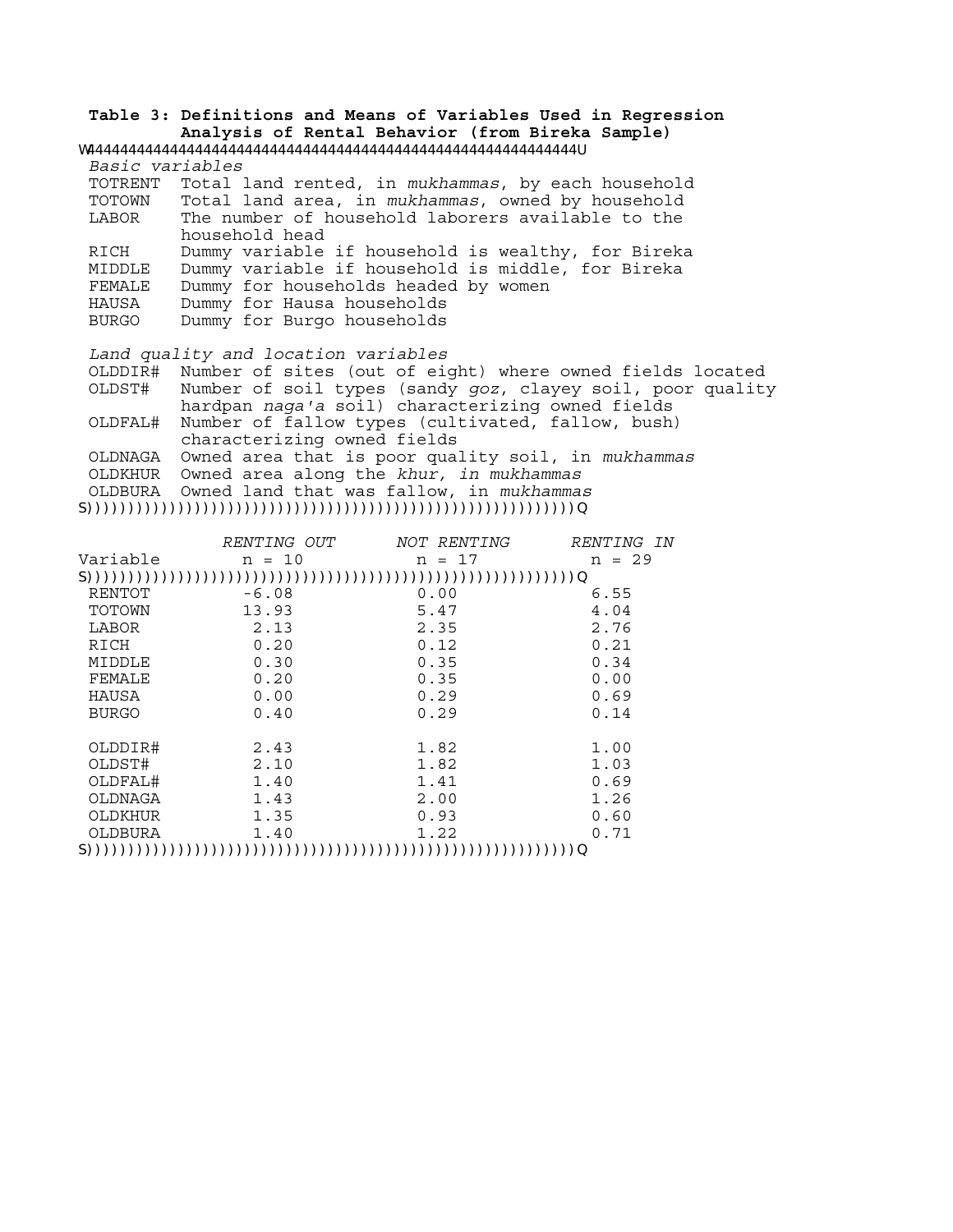**Table 3: Definitions and Means of Variables Used in Regression Analysis of Rental Behavior (from Bireka Sample)**

*Basic variables*

| Variable | Definition |
|---|---|
| TOTRENT | Total land rented, in *mukhammas*, by each household |
| TOTOWN | Total land area, in *mukhammas*, owned by household |
| LABOR | The number of household laborers available to the household head |
| RICH | Dummy variable if household is wealthy, for Bireka |
| MIDDLE | Dummy variable if household is middle, for Bireka |
| FEMALE | Dummy for households headed by women |
| HAUSA | Dummy for Hausa households |
| BURGO | Dummy for Burgo households |

*Land quality and location variables*

| Variable | Definition |
|---|---|
| OLDDIR# | Number of sites (out of eight) where owned fields located |
| OLDST# | Number of soil types (sandy *goz*, clayey soil, poor quality hardpan *naga'a* soil) characterizing owned fields |
| OLDFAL# | Number of fallow types (cultivated, fallow, bush) characterizing owned fields |
| OLDNAGA | Owned area that is poor quality soil, in *mukhammas* |
| OLDKHUR | Owned area along the *khur, in mukhammas* |
| OLDBURA | Owned land that was fallow, in *mukhammas* |

| Variable | *RENTING OUT* n = 10 | *NOT RENTING* n = 17 | *RENTING IN* n = 29 |
|---|---|---|---|
| RENTOT | -6.08 | 0.00 | 6.55 |
| TOTOWN | 13.93 | 5.47 | 4.04 |
| LABOR | 2.13 | 2.35 | 2.76 |
| RICH | 0.20 | 0.12 | 0.21 |
| MIDDLE | 0.30 | 0.35 | 0.34 |
| FEMALE | 0.20 | 0.35 | 0.00 |
| HAUSA | 0.00 | 0.29 | 0.69 |
| BURGO | 0.40 | 0.29 | 0.14 |
| OLDDIR# | 2.43 | 1.82 | 1.00 |
| OLDST# | 2.10 | 1.82 | 1.03 |
| OLDFAL# | 1.40 | 1.41 | 0.69 |
| OLDNAGA | 1.43 | 2.00 | 1.26 |
| OLDKHUR | 1.35 | 0.93 | 0.60 |
| OLDBURA | 1.40 | 1.22 | 0.71 |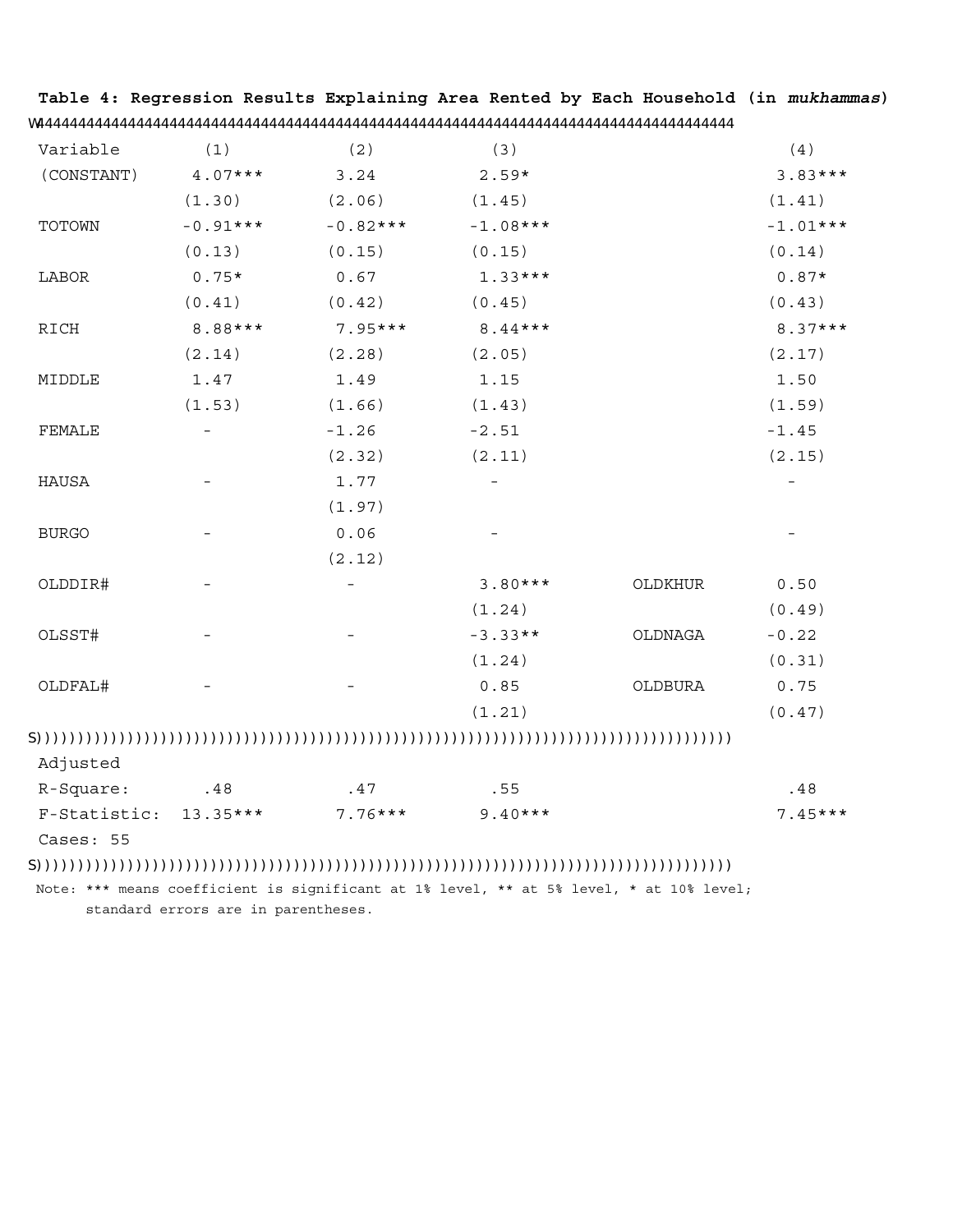**Table 4: Regression Results Explaining Area Rented by Each Household (in *mukhammas*)**

| Variable | (1) | (2) | (3) | | (4) |
|---|---|---|---|---|---|
| (CONSTANT) | 4.07*** | 3.24 | 2.59* | | 3.83*** |
| | (1.30) | (2.06) | (1.45) | | (1.41) |
| TOTOWN | -0.91*** | -0.82*** | -1.08*** | | -1.01*** |
| | (0.13) | (0.15) | (0.15) | | (0.14) |
| LABOR | 0.75* | 0.67 | 1.33*** | | 0.87* |
| | (0.41) | (0.42) | (0.45) | | (0.43) |
| RICH | 8.88*** | 7.95*** | 8.44*** | | 8.37*** |
| | (2.14) | (2.28) | (2.05) | | (2.17) |
| MIDDLE | 1.47 | 1.49 | 1.15 | | 1.50 |
| | (1.53) | (1.66) | (1.43) | | (1.59) |
| FEMALE | - | -1.26 | -2.51 | | -1.45 |
| | | (2.32) | (2.11) | | (2.15) |
| HAUSA | - | 1.77 | - | | - |
| | | (1.97) | | | |
| BURGO | - | 0.06 | - | | - |
| | | (2.12) | | | |
| OLDDIR# | - | - | 3.80*** | OLDKHUR | 0.50 |
| | | | (1.24) | | (0.49) |
| OLSST# | - | - | -3.33** | OLDNAGA | -0.22 |
| | | | (1.24) | | (0.31) |
| OLDFAL# | - | - | 0.85 | OLDBURA | 0.75 |
| | | | (1.21) | | (0.47) |
| Adjusted R-Square: | .48 | .47 | .55 | | .48 |
| F-Statistic: | 13.35*** | 7.76*** | 9.40*** | | 7.45*** |
| Cases: 55 | | | | | |

Note: *** means coefficient is significant at 1% level, ** at 5% level, * at 10% level; standard errors are in parentheses.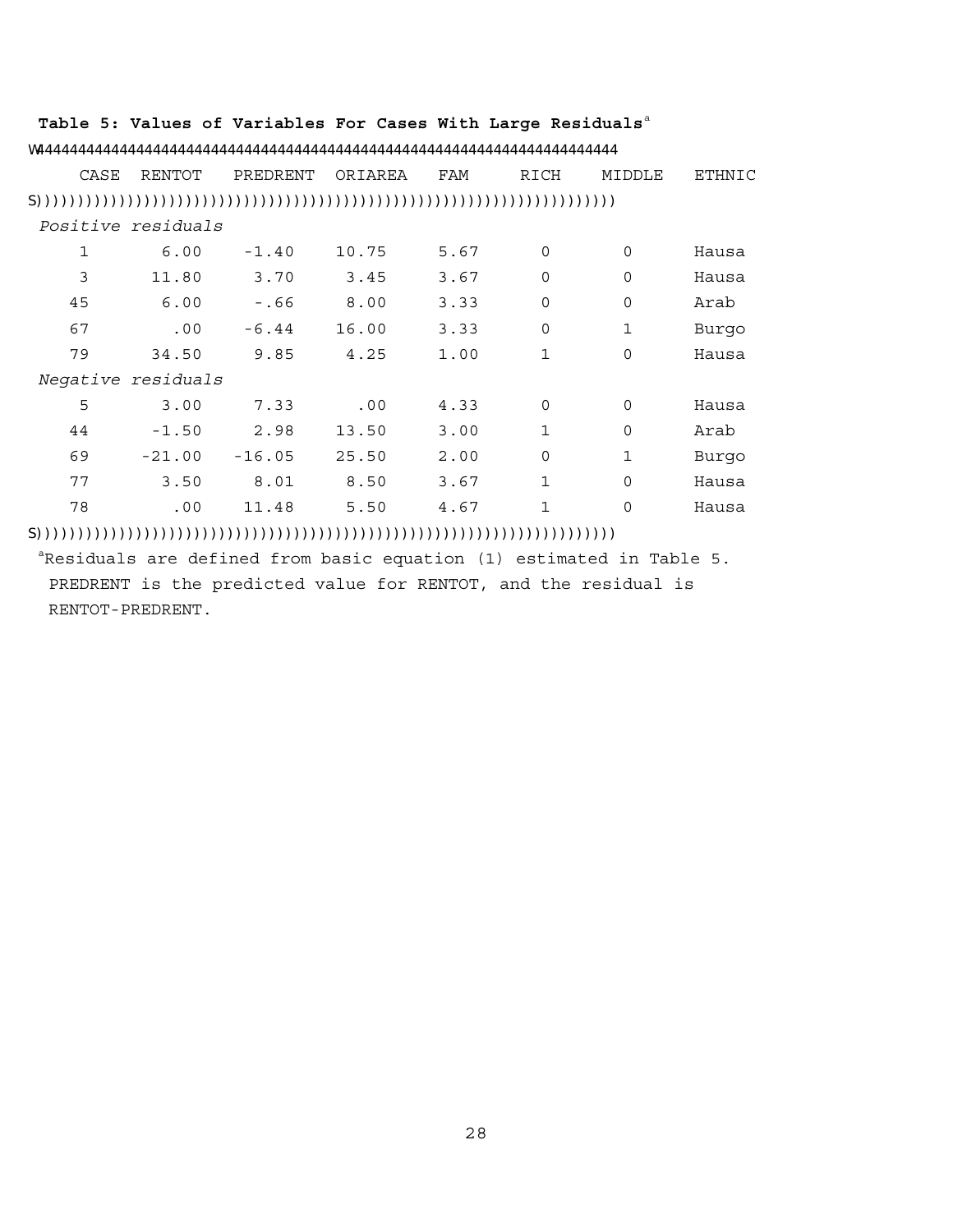**Table 5: Values of Variables For Cases With Large Residuals**[a]

| CASE | RENTOT | PREDRENT | ORIAREA | FAM | RICH | MIDDLE | ETHNIC |
|---|---|---|---|---|---|---|---|
| *Positive residuals* | | | | | | | |
| 1 | 6.00 | -1.40 | 10.75 | 5.67 | 0 | 0 | Hausa |
| 3 | 11.80 | 3.70 | 3.45 | 3.67 | 0 | 0 | Hausa |
| 45 | 6.00 | -.66 | 8.00 | 3.33 | 0 | 0 | Arab |
| 67 | .00 | -6.44 | 16.00 | 3.33 | 0 | 1 | Burgo |
| 79 | 34.50 | 9.85 | 4.25 | 1.00 | 1 | 0 | Hausa |
| *Negative residuals* | | | | | | | |
| 5 | 3.00 | 7.33 | .00 | 4.33 | 0 | 0 | Hausa |
| 44 | -1.50 | 2.98 | 13.50 | 3.00 | 1 | 0 | Arab |
| 69 | -21.00 | -16.05 | 25.50 | 2.00 | 0 | 1 | Burgo |
| 77 | 3.50 | 8.01 | 8.50 | 3.67 | 1 | 0 | Hausa |
| 78 | .00 | 11.48 | 5.50 | 4.67 | 1 | 0 | Hausa |

[a]Residuals are defined from basic equation (1) estimated in Table 5. PREDRENT is the predicted value for RENTOT, and the residual is RENTOT-PREDRENT.